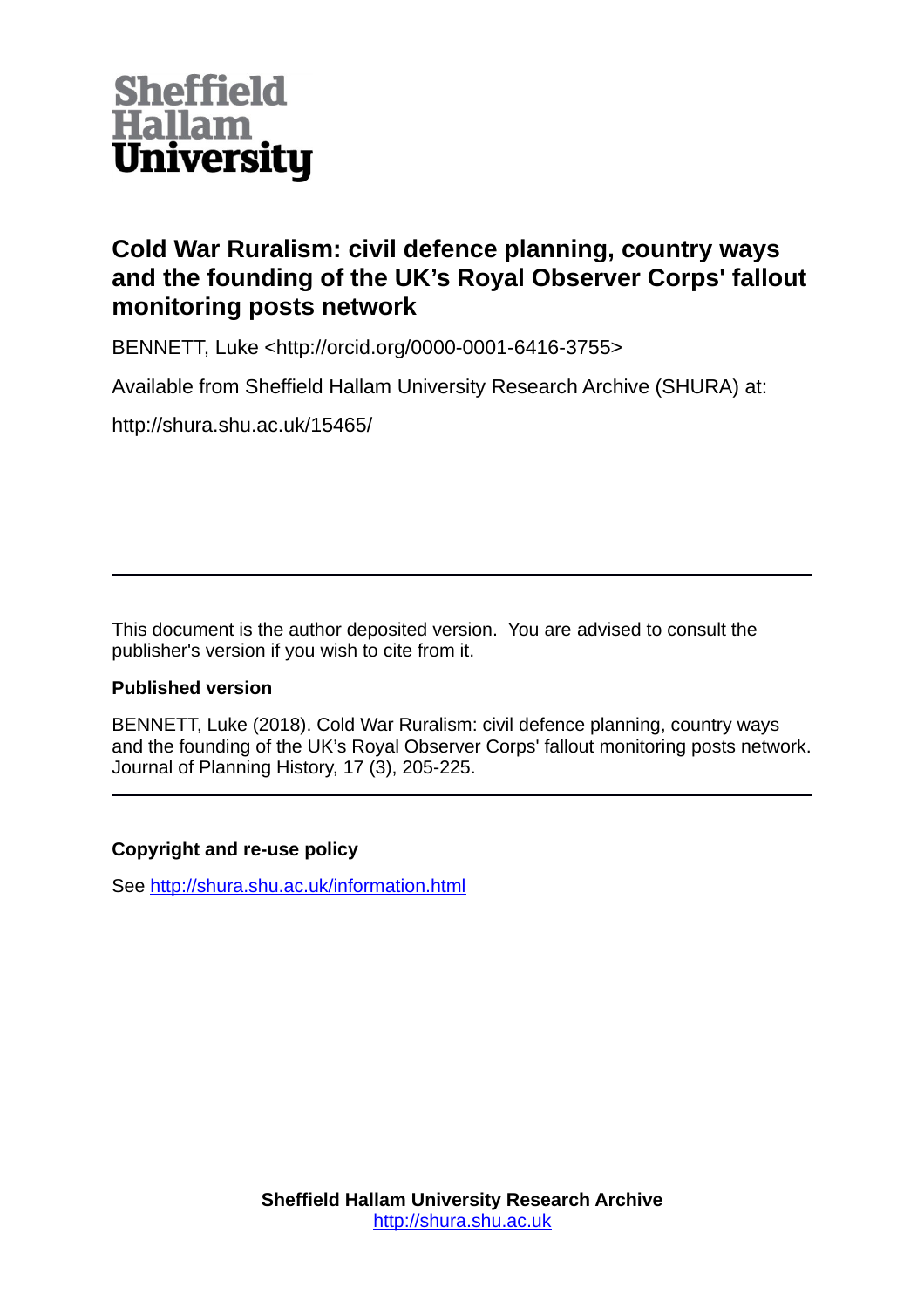Sheffield Hallam University

# Cold War Ruralism: civil defence planning, country ways and the founding of the UK's Royal Observer Corps' fallout monitoring posts network

BENNETT, Luke <http://orcid.org/0000-0001-6416-3755>

Available from Sheffield Hallam University Research Archive (SHURA) at:

http://shura.shu.ac.uk/15465/

---

This document is the author deposited version. You are advised to consult the publisher's version if you wish to cite from it.

**Published version**

BENNETT, Luke (2018). Cold War Ruralism: civil defence planning, country ways and the founding of the UK's Royal Observer Corps' fallout monitoring posts network. Journal of Planning History, 17 (3), 205-225.

---

**Copyright and re-use policy**

See http://shura.shu.ac.uk/information.html

**Sheffield Hallam University Research Archive**
http://shura.shu.ac.uk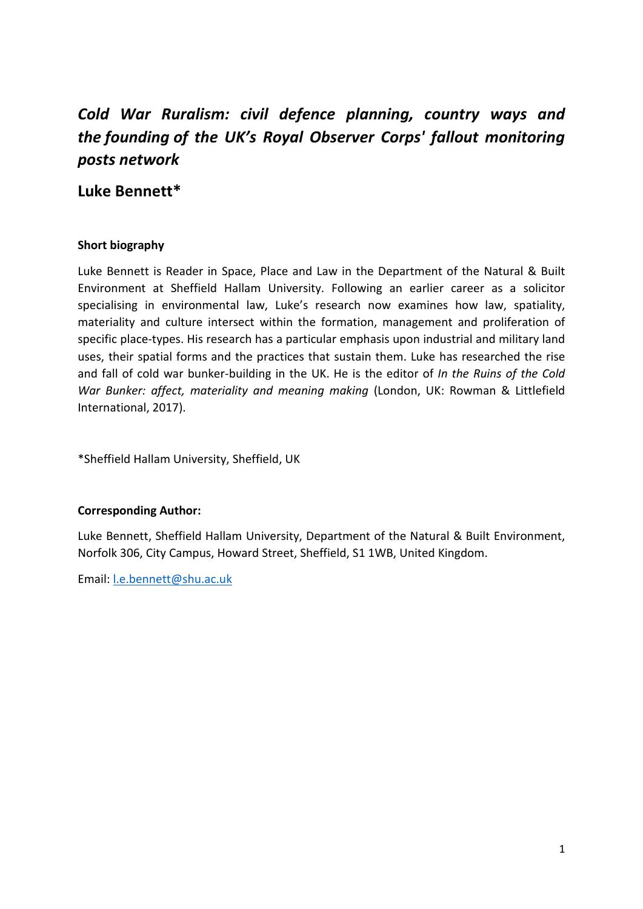# *Cold War Ruralism: civil defence planning, country ways and the founding of the UK's Royal Observer Corps' fallout monitoring posts network*

## Luke Bennett*

### Short biography

Luke Bennett is Reader in Space, Place and Law in the Department of the Natural & Built Environment at Sheffield Hallam University. Following an earlier career as a solicitor specialising in environmental law, Luke's research now examines how law, spatiality, materiality and culture intersect within the formation, management and proliferation of specific place-types. His research has a particular emphasis upon industrial and military land uses, their spatial forms and the practices that sustain them. Luke has researched the rise and fall of cold war bunker-building in the UK. He is the editor of *In the Ruins of the Cold War Bunker: affect, materiality and meaning making* (London, UK: Rowman & Littlefield International, 2017).

*Sheffield Hallam University, Sheffield, UK

### Corresponding Author:

Luke Bennett, Sheffield Hallam University, Department of the Natural & Built Environment, Norfolk 306, City Campus, Howard Street, Sheffield, S1 1WB, United Kingdom.

Email: l.e.bennett@shu.ac.uk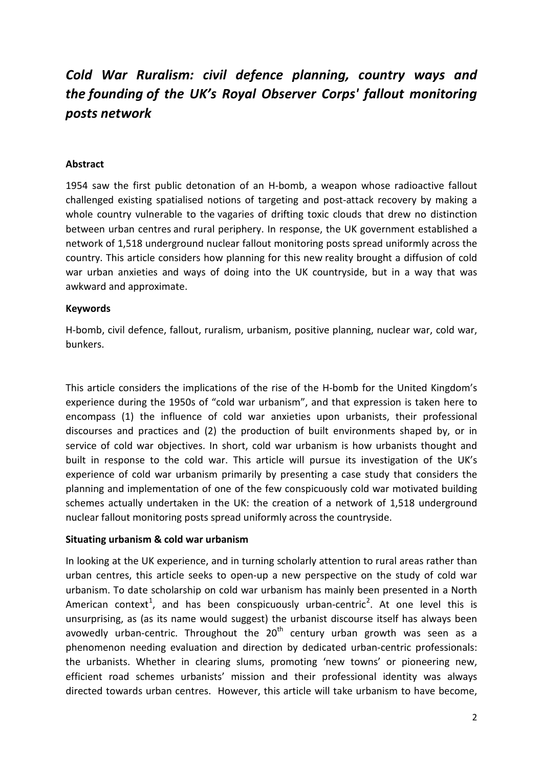# *Cold War Ruralism: civil defence planning, country ways and the founding of the UK's Royal Observer Corps' fallout monitoring posts network*

**Abstract**

1954 saw the first public detonation of an H-bomb, a weapon whose radioactive fallout challenged existing spatialised notions of targeting and post-attack recovery by making a whole country vulnerable to the vagaries of drifting toxic clouds that drew no distinction between urban centres and rural periphery. In response, the UK government established a network of 1,518 underground nuclear fallout monitoring posts spread uniformly across the country. This article considers how planning for this new reality brought a diffusion of cold war urban anxieties and ways of doing into the UK countryside, but in a way that was awkward and approximate.

**Keywords**

H-bomb, civil defence, fallout, ruralism, urbanism, positive planning, nuclear war, cold war, bunkers.

This article considers the implications of the rise of the H-bomb for the United Kingdom's experience during the 1950s of "cold war urbanism", and that expression is taken here to encompass (1) the influence of cold war anxieties upon urbanists, their professional discourses and practices and (2) the production of built environments shaped by, or in service of cold war objectives. In short, cold war urbanism is how urbanists thought and built in response to the cold war. This article will pursue its investigation of the UK's experience of cold war urbanism primarily by presenting a case study that considers the planning and implementation of one of the few conspicuously cold war motivated building schemes actually undertaken in the UK: the creation of a network of 1,518 underground nuclear fallout monitoring posts spread uniformly across the countryside.

**Situating urbanism & cold war urbanism**

In looking at the UK experience, and in turning scholarly attention to rural areas rather than urban centres, this article seeks to open-up a new perspective on the study of cold war urbanism. To date scholarship on cold war urbanism has mainly been presented in a North American context[1], and has been conspicuously urban-centric[2]. At one level this is unsurprising, as (as its name would suggest) the urbanist discourse itself has always been avowedly urban-centric. Throughout the 20th century urban growth was seen as a phenomenon needing evaluation and direction by dedicated urban-centric professionals: the urbanists. Whether in clearing slums, promoting 'new towns' or pioneering new, efficient road schemes urbanists' mission and their professional identity was always directed towards urban centres. However, this article will take urbanism to have become,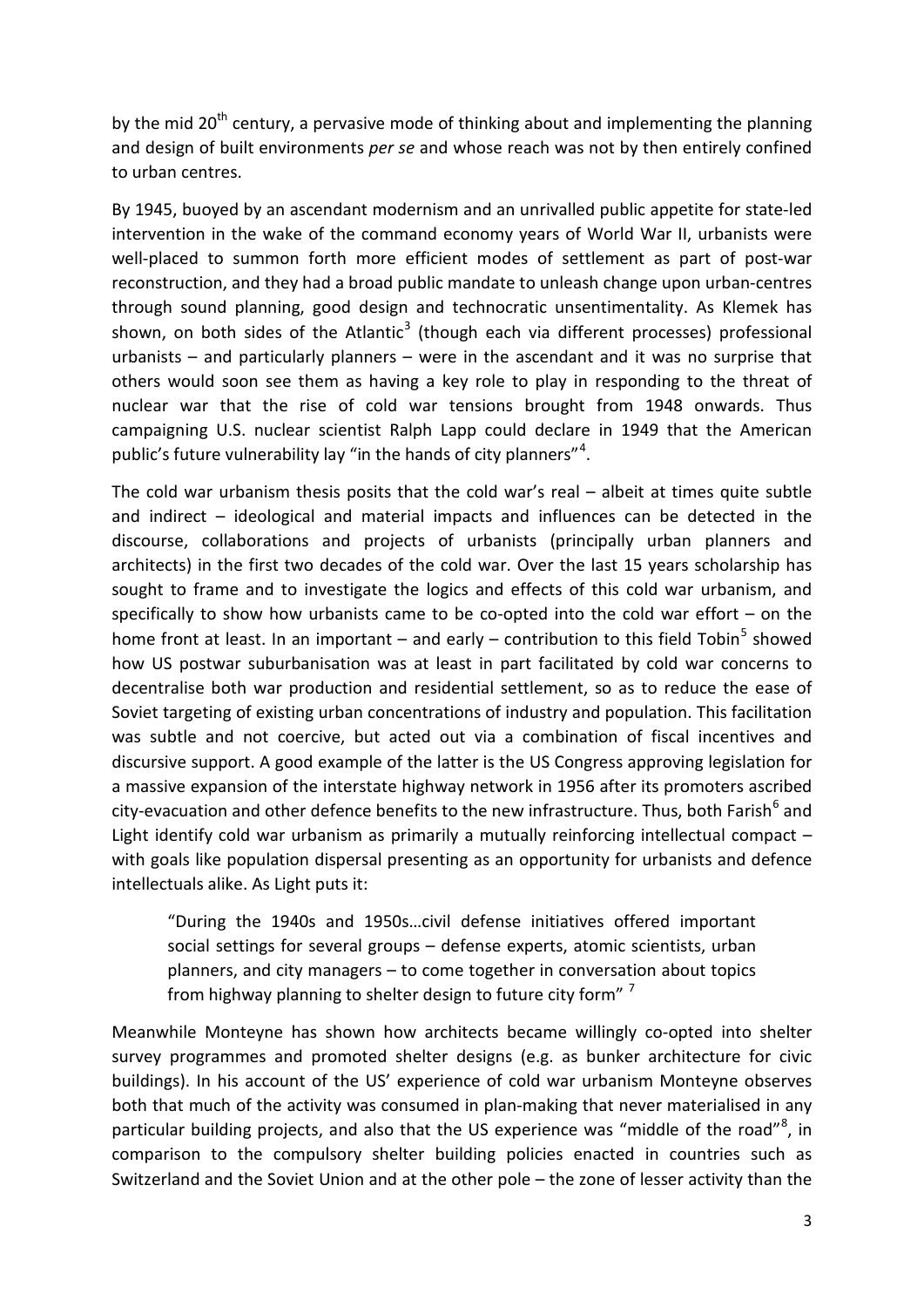by the mid 20th century, a pervasive mode of thinking about and implementing the planning and design of built environments *per se* and whose reach was not by then entirely confined to urban centres.

By 1945, buoyed by an ascendant modernism and an unrivalled public appetite for state-led intervention in the wake of the command economy years of World War II, urbanists were well-placed to summon forth more efficient modes of settlement as part of post-war reconstruction, and they had a broad public mandate to unleash change upon urban-centres through sound planning, good design and technocratic unsentimentality. As Klemek has shown, on both sides of the Atlantic[3] (though each via different processes) professional urbanists – and particularly planners – were in the ascendant and it was no surprise that others would soon see them as having a key role to play in responding to the threat of nuclear war that the rise of cold war tensions brought from 1948 onwards. Thus campaigning U.S. nuclear scientist Ralph Lapp could declare in 1949 that the American public's future vulnerability lay "in the hands of city planners"[4].

The cold war urbanism thesis posits that the cold war's real – albeit at times quite subtle and indirect – ideological and material impacts and influences can be detected in the discourse, collaborations and projects of urbanists (principally urban planners and architects) in the first two decades of the cold war. Over the last 15 years scholarship has sought to frame and to investigate the logics and effects of this cold war urbanism, and specifically to show how urbanists came to be co-opted into the cold war effort – on the home front at least. In an important – and early – contribution to this field Tobin[5] showed how US postwar suburbanisation was at least in part facilitated by cold war concerns to decentralise both war production and residential settlement, so as to reduce the ease of Soviet targeting of existing urban concentrations of industry and population. This facilitation was subtle and not coercive, but acted out via a combination of fiscal incentives and discursive support. A good example of the latter is the US Congress approving legislation for a massive expansion of the interstate highway network in 1956 after its promoters ascribed city-evacuation and other defence benefits to the new infrastructure. Thus, both Farish[6] and Light identify cold war urbanism as primarily a mutually reinforcing intellectual compact – with goals like population dispersal presenting as an opportunity for urbanists and defence intellectuals alike. As Light puts it:

> "During the 1940s and 1950s…civil defense initiatives offered important social settings for several groups – defense experts, atomic scientists, urban planners, and city managers – to come together in conversation about topics from highway planning to shelter design to future city form" [7]

Meanwhile Monteyne has shown how architects became willingly co-opted into shelter survey programmes and promoted shelter designs (e.g. as bunker architecture for civic buildings). In his account of the US' experience of cold war urbanism Monteyne observes both that much of the activity was consumed in plan-making that never materialised in any particular building projects, and also that the US experience was "middle of the road"[8], in comparison to the compulsory shelter building policies enacted in countries such as Switzerland and the Soviet Union and at the other pole – the zone of lesser activity than the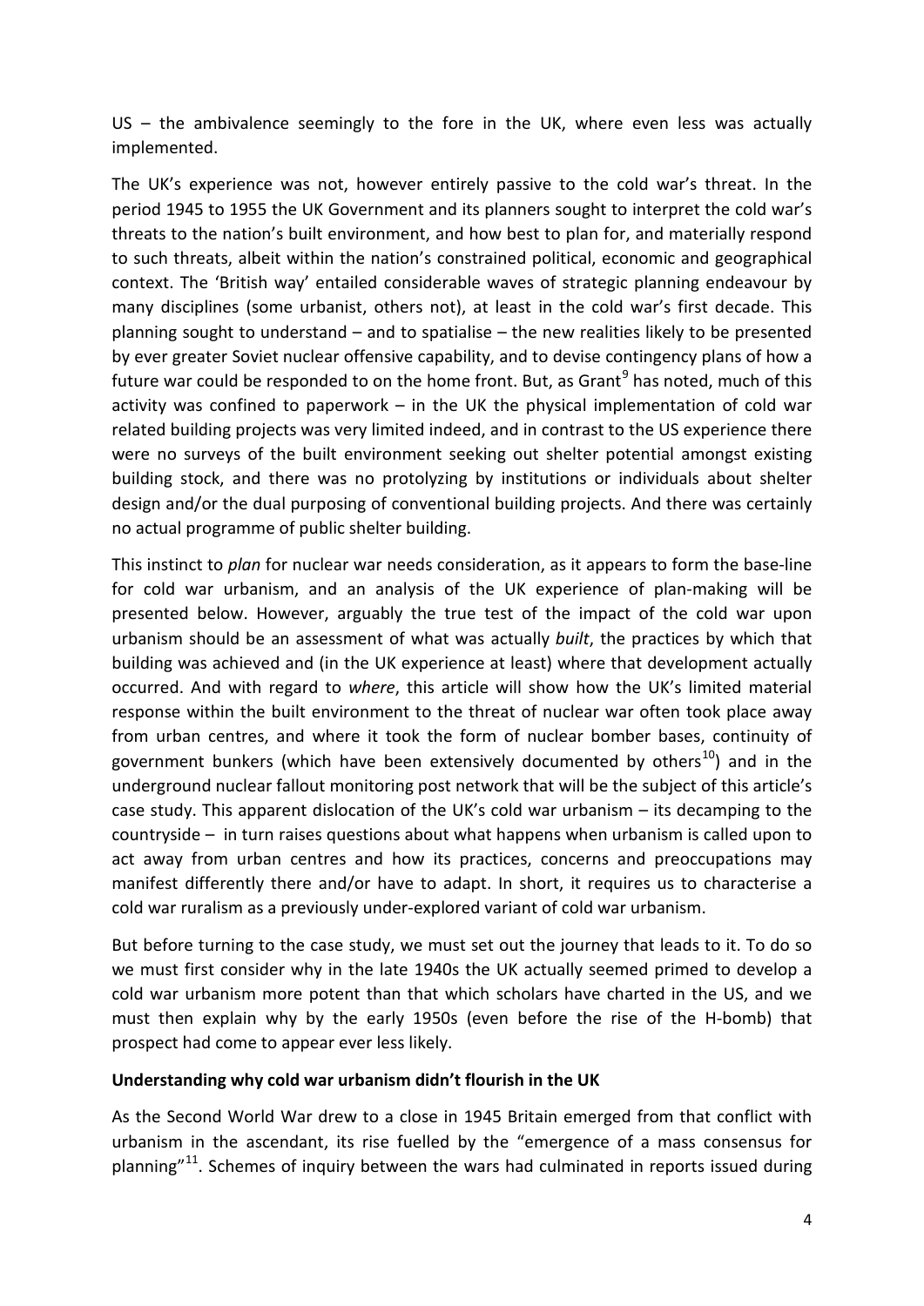US – the ambivalence seemingly to the fore in the UK, where even less was actually implemented.

The UK's experience was not, however entirely passive to the cold war's threat. In the period 1945 to 1955 the UK Government and its planners sought to interpret the cold war's threats to the nation's built environment, and how best to plan for, and materially respond to such threats, albeit within the nation's constrained political, economic and geographical context. The 'British way' entailed considerable waves of strategic planning endeavour by many disciplines (some urbanist, others not), at least in the cold war's first decade. This planning sought to understand – and to spatialise – the new realities likely to be presented by ever greater Soviet nuclear offensive capability, and to devise contingency plans of how a future war could be responded to on the home front. But, as Grant[9] has noted, much of this activity was confined to paperwork – in the UK the physical implementation of cold war related building projects was very limited indeed, and in contrast to the US experience there were no surveys of the built environment seeking out shelter potential amongst existing building stock, and there was no protolyzing by institutions or individuals about shelter design and/or the dual purposing of conventional building projects. And there was certainly no actual programme of public shelter building.

This instinct to *plan* for nuclear war needs consideration, as it appears to form the base-line for cold war urbanism, and an analysis of the UK experience of plan-making will be presented below. However, arguably the true test of the impact of the cold war upon urbanism should be an assessment of what was actually *built*, the practices by which that building was achieved and (in the UK experience at least) where that development actually occurred. And with regard to *where*, this article will show how the UK's limited material response within the built environment to the threat of nuclear war often took place away from urban centres, and where it took the form of nuclear bomber bases, continuity of government bunkers (which have been extensively documented by others[10]) and in the underground nuclear fallout monitoring post network that will be the subject of this article's case study. This apparent dislocation of the UK's cold war urbanism – its decamping to the countryside – in turn raises questions about what happens when urbanism is called upon to act away from urban centres and how its practices, concerns and preoccupations may manifest differently there and/or have to adapt. In short, it requires us to characterise a cold war ruralism as a previously under-explored variant of cold war urbanism.

But before turning to the case study, we must set out the journey that leads to it. To do so we must first consider why in the late 1940s the UK actually seemed primed to develop a cold war urbanism more potent than that which scholars have charted in the US, and we must then explain why by the early 1950s (even before the rise of the H-bomb) that prospect had come to appear ever less likely.

**Understanding why cold war urbanism didn't flourish in the UK**

As the Second World War drew to a close in 1945 Britain emerged from that conflict with urbanism in the ascendant, its rise fuelled by the "emergence of a mass consensus for planning"[11]. Schemes of inquiry between the wars had culminated in reports issued during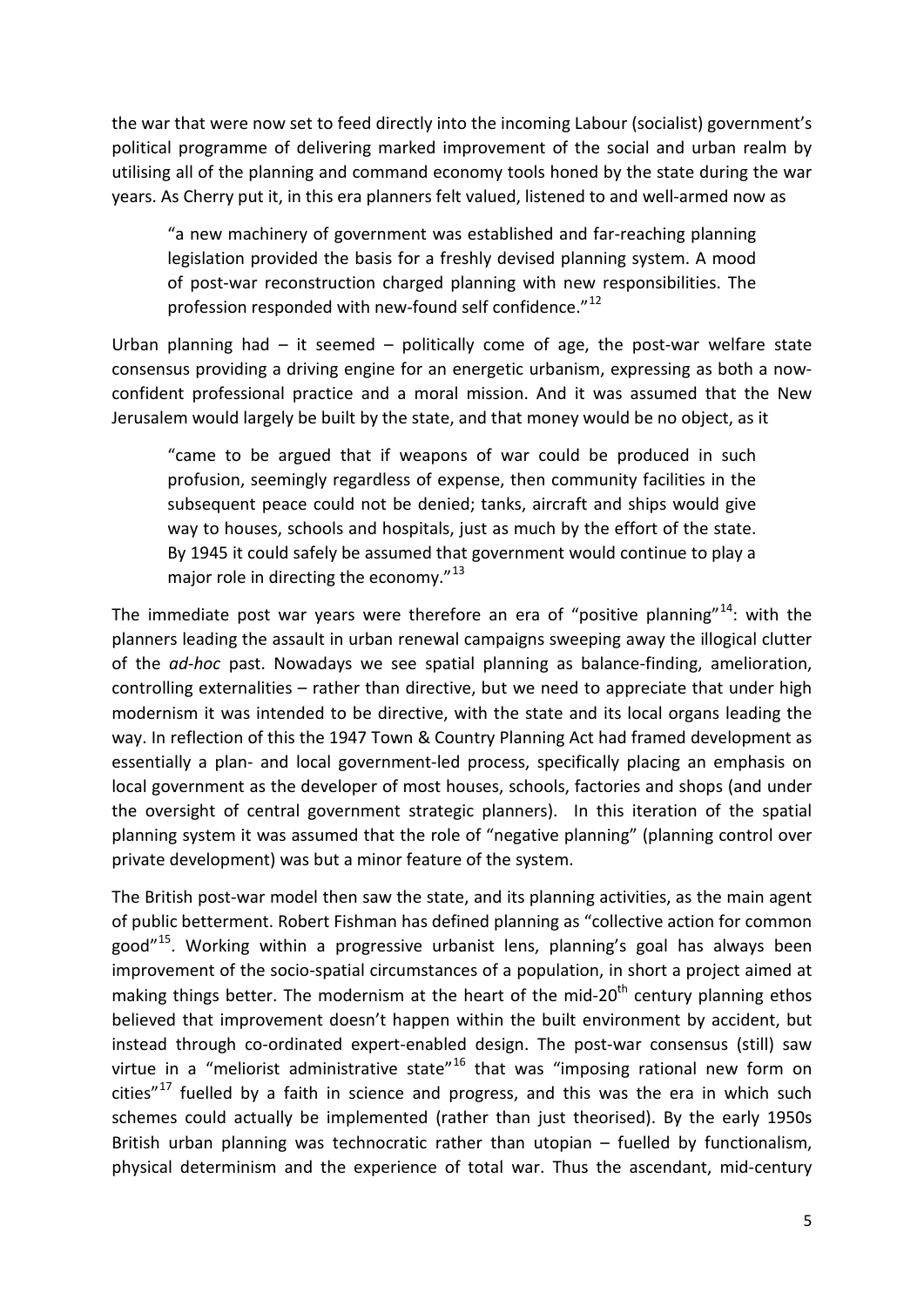the war that were now set to feed directly into the incoming Labour (socialist) government's political programme of delivering marked improvement of the social and urban realm by utilising all of the planning and command economy tools honed by the state during the war years. As Cherry put it, in this era planners felt valued, listened to and well-armed now as

> "a new machinery of government was established and far-reaching planning legislation provided the basis for a freshly devised planning system. A mood of post-war reconstruction charged planning with new responsibilities. The profession responded with new-found self confidence."[12]

Urban planning had – it seemed – politically come of age, the post-war welfare state consensus providing a driving engine for an energetic urbanism, expressing as both a now-confident professional practice and a moral mission. And it was assumed that the New Jerusalem would largely be built by the state, and that money would be no object, as it

> "came to be argued that if weapons of war could be produced in such profusion, seemingly regardless of expense, then community facilities in the subsequent peace could not be denied; tanks, aircraft and ships would give way to houses, schools and hospitals, just as much by the effort of the state. By 1945 it could safely be assumed that government would continue to play a major role in directing the economy."[13]

The immediate post war years were therefore an era of "positive planning"[14]: with the planners leading the assault in urban renewal campaigns sweeping away the illogical clutter of the *ad-hoc* past. Nowadays we see spatial planning as balance-finding, amelioration, controlling externalities – rather than directive, but we need to appreciate that under high modernism it was intended to be directive, with the state and its local organs leading the way. In reflection of this the 1947 Town & Country Planning Act had framed development as essentially a plan- and local government-led process, specifically placing an emphasis on local government as the developer of most houses, schools, factories and shops (and under the oversight of central government strategic planners). In this iteration of the spatial planning system it was assumed that the role of "negative planning" (planning control over private development) was but a minor feature of the system.

The British post-war model then saw the state, and its planning activities, as the main agent of public betterment. Robert Fishman has defined planning as "collective action for common good"[15]. Working within a progressive urbanist lens, planning's goal has always been improvement of the socio-spatial circumstances of a population, in short a project aimed at making things better. The modernism at the heart of the mid-20th century planning ethos believed that improvement doesn't happen within the built environment by accident, but instead through co-ordinated expert-enabled design. The post-war consensus (still) saw virtue in a "meliorist administrative state"[16] that was "imposing rational new form on cities"[17] fuelled by a faith in science and progress, and this was the era in which such schemes could actually be implemented (rather than just theorised). By the early 1950s British urban planning was technocratic rather than utopian – fuelled by functionalism, physical determinism and the experience of total war. Thus the ascendant, mid-century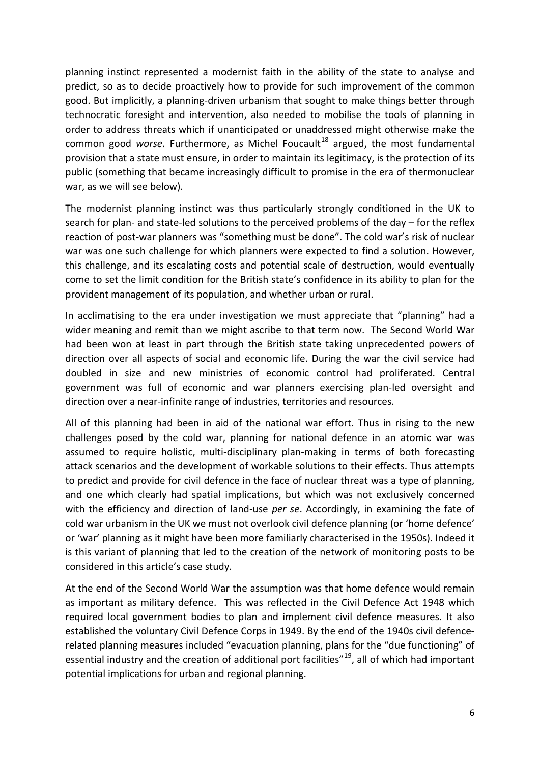planning instinct represented a modernist faith in the ability of the state to analyse and predict, so as to decide proactively how to provide for such improvement of the common good. But implicitly, a planning-driven urbanism that sought to make things better through technocratic foresight and intervention, also needed to mobilise the tools of planning in order to address threats which if unanticipated or unaddressed might otherwise make the common good *worse*. Furthermore, as Michel Foucault[18] argued, the most fundamental provision that a state must ensure, in order to maintain its legitimacy, is the protection of its public (something that became increasingly difficult to promise in the era of thermonuclear war, as we will see below).

The modernist planning instinct was thus particularly strongly conditioned in the UK to search for plan- and state-led solutions to the perceived problems of the day – for the reflex reaction of post-war planners was "something must be done". The cold war's risk of nuclear war was one such challenge for which planners were expected to find a solution. However, this challenge, and its escalating costs and potential scale of destruction, would eventually come to set the limit condition for the British state's confidence in its ability to plan for the provident management of its population, and whether urban or rural.

In acclimatising to the era under investigation we must appreciate that "planning" had a wider meaning and remit than we might ascribe to that term now. The Second World War had been won at least in part through the British state taking unprecedented powers of direction over all aspects of social and economic life. During the war the civil service had doubled in size and new ministries of economic control had proliferated. Central government was full of economic and war planners exercising plan-led oversight and direction over a near-infinite range of industries, territories and resources.

All of this planning had been in aid of the national war effort. Thus in rising to the new challenges posed by the cold war, planning for national defence in an atomic war was assumed to require holistic, multi-disciplinary plan-making in terms of both forecasting attack scenarios and the development of workable solutions to their effects. Thus attempts to predict and provide for civil defence in the face of nuclear threat was a type of planning, and one which clearly had spatial implications, but which was not exclusively concerned with the efficiency and direction of land-use *per se*. Accordingly, in examining the fate of cold war urbanism in the UK we must not overlook civil defence planning (or 'home defence' or 'war' planning as it might have been more familiarly characterised in the 1950s). Indeed it is this variant of planning that led to the creation of the network of monitoring posts to be considered in this article's case study.

At the end of the Second World War the assumption was that home defence would remain as important as military defence. This was reflected in the Civil Defence Act 1948 which required local government bodies to plan and implement civil defence measures. It also established the voluntary Civil Defence Corps in 1949. By the end of the 1940s civil defence-related planning measures included "evacuation planning, plans for the "due functioning" of essential industry and the creation of additional port facilities"[19], all of which had important potential implications for urban and regional planning.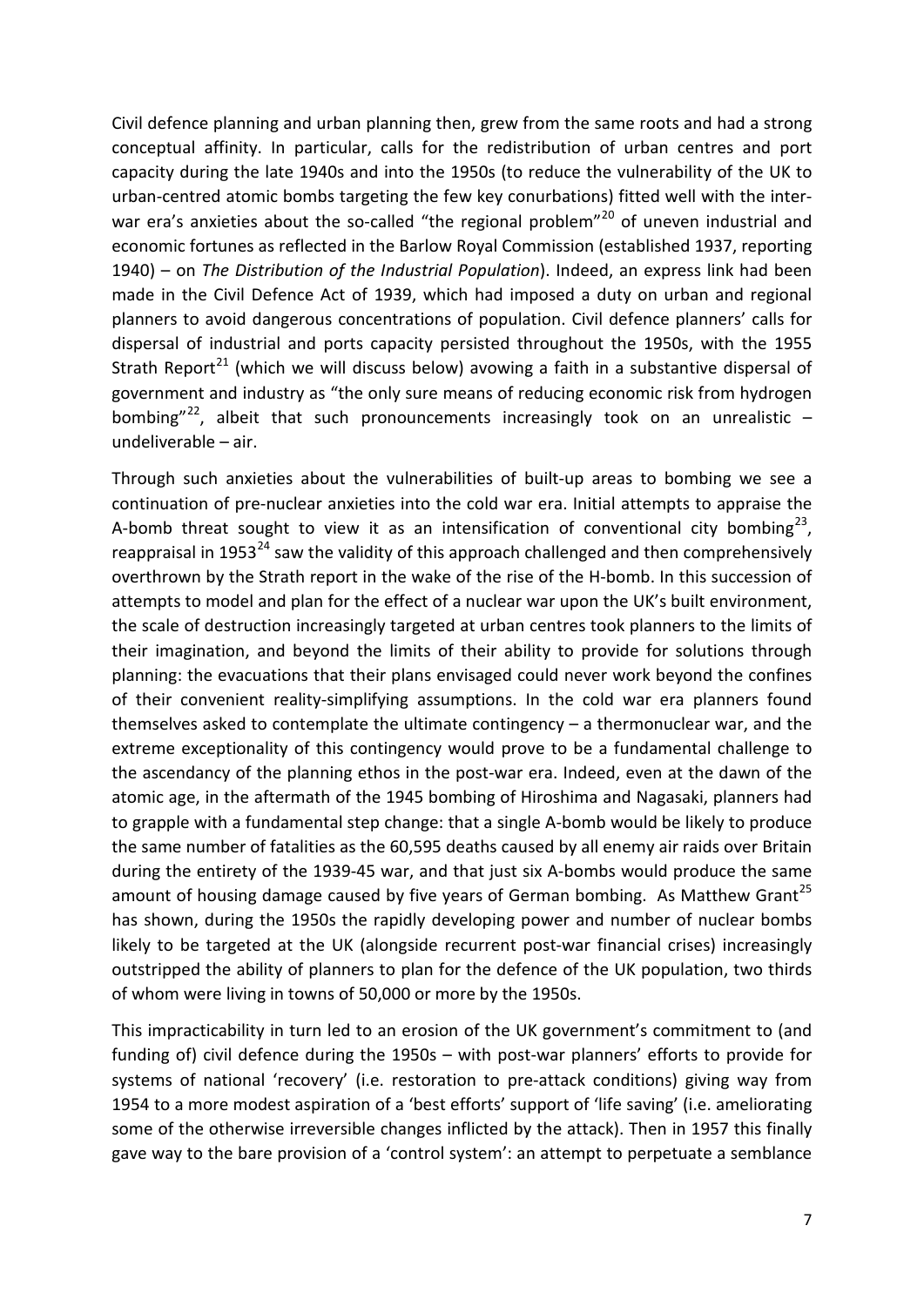Civil defence planning and urban planning then, grew from the same roots and had a strong conceptual affinity. In particular, calls for the redistribution of urban centres and port capacity during the late 1940s and into the 1950s (to reduce the vulnerability of the UK to urban-centred atomic bombs targeting the few key conurbations) fitted well with the inter-war era's anxieties about the so-called "the regional problem"[20] of uneven industrial and economic fortunes as reflected in the Barlow Royal Commission (established 1937, reporting 1940) – on *The Distribution of the Industrial Population*). Indeed, an express link had been made in the Civil Defence Act of 1939, which had imposed a duty on urban and regional planners to avoid dangerous concentrations of population. Civil defence planners' calls for dispersal of industrial and ports capacity persisted throughout the 1950s, with the 1955 Strath Report[21] (which we will discuss below) avowing a faith in a substantive dispersal of government and industry as "the only sure means of reducing economic risk from hydrogen bombing"[22], albeit that such pronouncements increasingly took on an unrealistic – undeliverable – air.

Through such anxieties about the vulnerabilities of built-up areas to bombing we see a continuation of pre-nuclear anxieties into the cold war era. Initial attempts to appraise the A-bomb threat sought to view it as an intensification of conventional city bombing[23], reappraisal in 1953[24] saw the validity of this approach challenged and then comprehensively overthrown by the Strath report in the wake of the rise of the H-bomb. In this succession of attempts to model and plan for the effect of a nuclear war upon the UK's built environment, the scale of destruction increasingly targeted at urban centres took planners to the limits of their imagination, and beyond the limits of their ability to provide for solutions through planning: the evacuations that their plans envisaged could never work beyond the confines of their convenient reality-simplifying assumptions. In the cold war era planners found themselves asked to contemplate the ultimate contingency – a thermonuclear war, and the extreme exceptionality of this contingency would prove to be a fundamental challenge to the ascendancy of the planning ethos in the post-war era. Indeed, even at the dawn of the atomic age, in the aftermath of the 1945 bombing of Hiroshima and Nagasaki, planners had to grapple with a fundamental step change: that a single A-bomb would be likely to produce the same number of fatalities as the 60,595 deaths caused by all enemy air raids over Britain during the entirety of the 1939-45 war, and that just six A-bombs would produce the same amount of housing damage caused by five years of German bombing. As Matthew Grant[25] has shown, during the 1950s the rapidly developing power and number of nuclear bombs likely to be targeted at the UK (alongside recurrent post-war financial crises) increasingly outstripped the ability of planners to plan for the defence of the UK population, two thirds of whom were living in towns of 50,000 or more by the 1950s.

This impracticability in turn led to an erosion of the UK government's commitment to (and funding of) civil defence during the 1950s – with post-war planners' efforts to provide for systems of national 'recovery' (i.e. restoration to pre-attack conditions) giving way from 1954 to a more modest aspiration of a 'best efforts' support of 'life saving' (i.e. ameliorating some of the otherwise irreversible changes inflicted by the attack). Then in 1957 this finally gave way to the bare provision of a 'control system': an attempt to perpetuate a semblance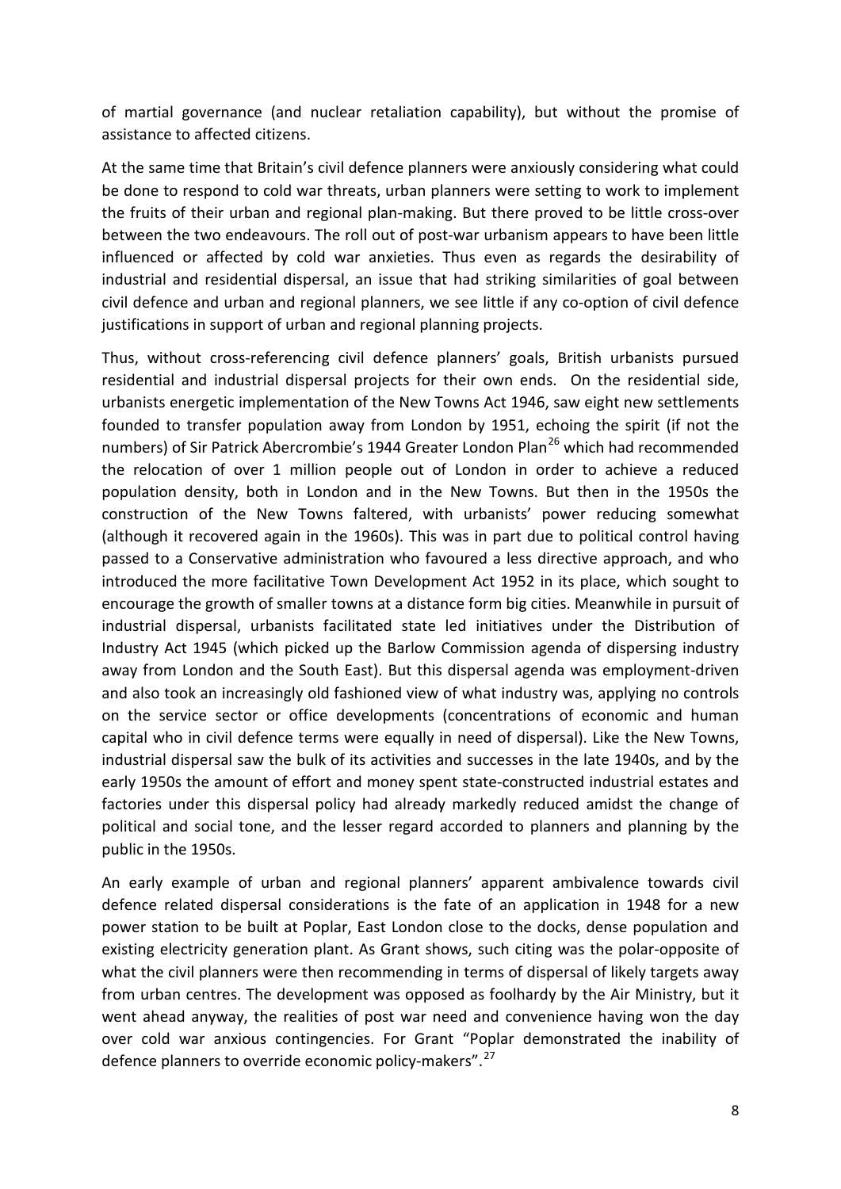of martial governance (and nuclear retaliation capability), but without the promise of assistance to affected citizens.

At the same time that Britain's civil defence planners were anxiously considering what could be done to respond to cold war threats, urban planners were setting to work to implement the fruits of their urban and regional plan-making. But there proved to be little cross-over between the two endeavours. The roll out of post-war urbanism appears to have been little influenced or affected by cold war anxieties. Thus even as regards the desirability of industrial and residential dispersal, an issue that had striking similarities of goal between civil defence and urban and regional planners, we see little if any co-option of civil defence justifications in support of urban and regional planning projects.

Thus, without cross-referencing civil defence planners' goals, British urbanists pursued residential and industrial dispersal projects for their own ends. On the residential side, urbanists energetic implementation of the New Towns Act 1946, saw eight new settlements founded to transfer population away from London by 1951, echoing the spirit (if not the numbers) of Sir Patrick Abercrombie's 1944 Greater London Plan[26] which had recommended the relocation of over 1 million people out of London in order to achieve a reduced population density, both in London and in the New Towns. But then in the 1950s the construction of the New Towns faltered, with urbanists' power reducing somewhat (although it recovered again in the 1960s). This was in part due to political control having passed to a Conservative administration who favoured a less directive approach, and who introduced the more facilitative Town Development Act 1952 in its place, which sought to encourage the growth of smaller towns at a distance form big cities. Meanwhile in pursuit of industrial dispersal, urbanists facilitated state led initiatives under the Distribution of Industry Act 1945 (which picked up the Barlow Commission agenda of dispersing industry away from London and the South East). But this dispersal agenda was employment-driven and also took an increasingly old fashioned view of what industry was, applying no controls on the service sector or office developments (concentrations of economic and human capital who in civil defence terms were equally in need of dispersal). Like the New Towns, industrial dispersal saw the bulk of its activities and successes in the late 1940s, and by the early 1950s the amount of effort and money spent state-constructed industrial estates and factories under this dispersal policy had already markedly reduced amidst the change of political and social tone, and the lesser regard accorded to planners and planning by the public in the 1950s.

An early example of urban and regional planners' apparent ambivalence towards civil defence related dispersal considerations is the fate of an application in 1948 for a new power station to be built at Poplar, East London close to the docks, dense population and existing electricity generation plant. As Grant shows, such citing was the polar-opposite of what the civil planners were then recommending in terms of dispersal of likely targets away from urban centres. The development was opposed as foolhardy by the Air Ministry, but it went ahead anyway, the realities of post war need and convenience having won the day over cold war anxious contingencies. For Grant "Poplar demonstrated the inability of defence planners to override economic policy-makers".[27]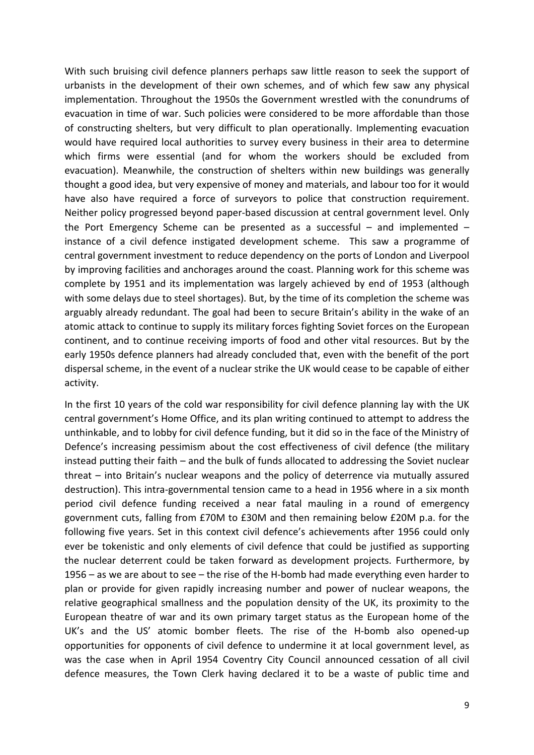With such bruising civil defence planners perhaps saw little reason to seek the support of urbanists in the development of their own schemes, and of which few saw any physical implementation. Throughout the 1950s the Government wrestled with the conundrums of evacuation in time of war. Such policies were considered to be more affordable than those of constructing shelters, but very difficult to plan operationally. Implementing evacuation would have required local authorities to survey every business in their area to determine which firms were essential (and for whom the workers should be excluded from evacuation). Meanwhile, the construction of shelters within new buildings was generally thought a good idea, but very expensive of money and materials, and labour too for it would have also have required a force of surveyors to police that construction requirement. Neither policy progressed beyond paper-based discussion at central government level. Only the Port Emergency Scheme can be presented as a successful – and implemented – instance of a civil defence instigated development scheme. This saw a programme of central government investment to reduce dependency on the ports of London and Liverpool by improving facilities and anchorages around the coast. Planning work for this scheme was complete by 1951 and its implementation was largely achieved by end of 1953 (although with some delays due to steel shortages). But, by the time of its completion the scheme was arguably already redundant. The goal had been to secure Britain's ability in the wake of an atomic attack to continue to supply its military forces fighting Soviet forces on the European continent, and to continue receiving imports of food and other vital resources. But by the early 1950s defence planners had already concluded that, even with the benefit of the port dispersal scheme, in the event of a nuclear strike the UK would cease to be capable of either activity.

In the first 10 years of the cold war responsibility for civil defence planning lay with the UK central government's Home Office, and its plan writing continued to attempt to address the unthinkable, and to lobby for civil defence funding, but it did so in the face of the Ministry of Defence's increasing pessimism about the cost effectiveness of civil defence (the military instead putting their faith – and the bulk of funds allocated to addressing the Soviet nuclear threat – into Britain's nuclear weapons and the policy of deterrence via mutually assured destruction). This intra-governmental tension came to a head in 1956 where in a six month period civil defence funding received a near fatal mauling in a round of emergency government cuts, falling from £70M to £30M and then remaining below £20M p.a. for the following five years. Set in this context civil defence's achievements after 1956 could only ever be tokenistic and only elements of civil defence that could be justified as supporting the nuclear deterrent could be taken forward as development projects. Furthermore, by 1956 – as we are about to see – the rise of the H-bomb had made everything even harder to plan or provide for given rapidly increasing number and power of nuclear weapons, the relative geographical smallness and the population density of the UK, its proximity to the European theatre of war and its own primary target status as the European home of the UK's and the US' atomic bomber fleets. The rise of the H-bomb also opened-up opportunities for opponents of civil defence to undermine it at local government level, as was the case when in April 1954 Coventry City Council announced cessation of all civil defence measures, the Town Clerk having declared it to be a waste of public time and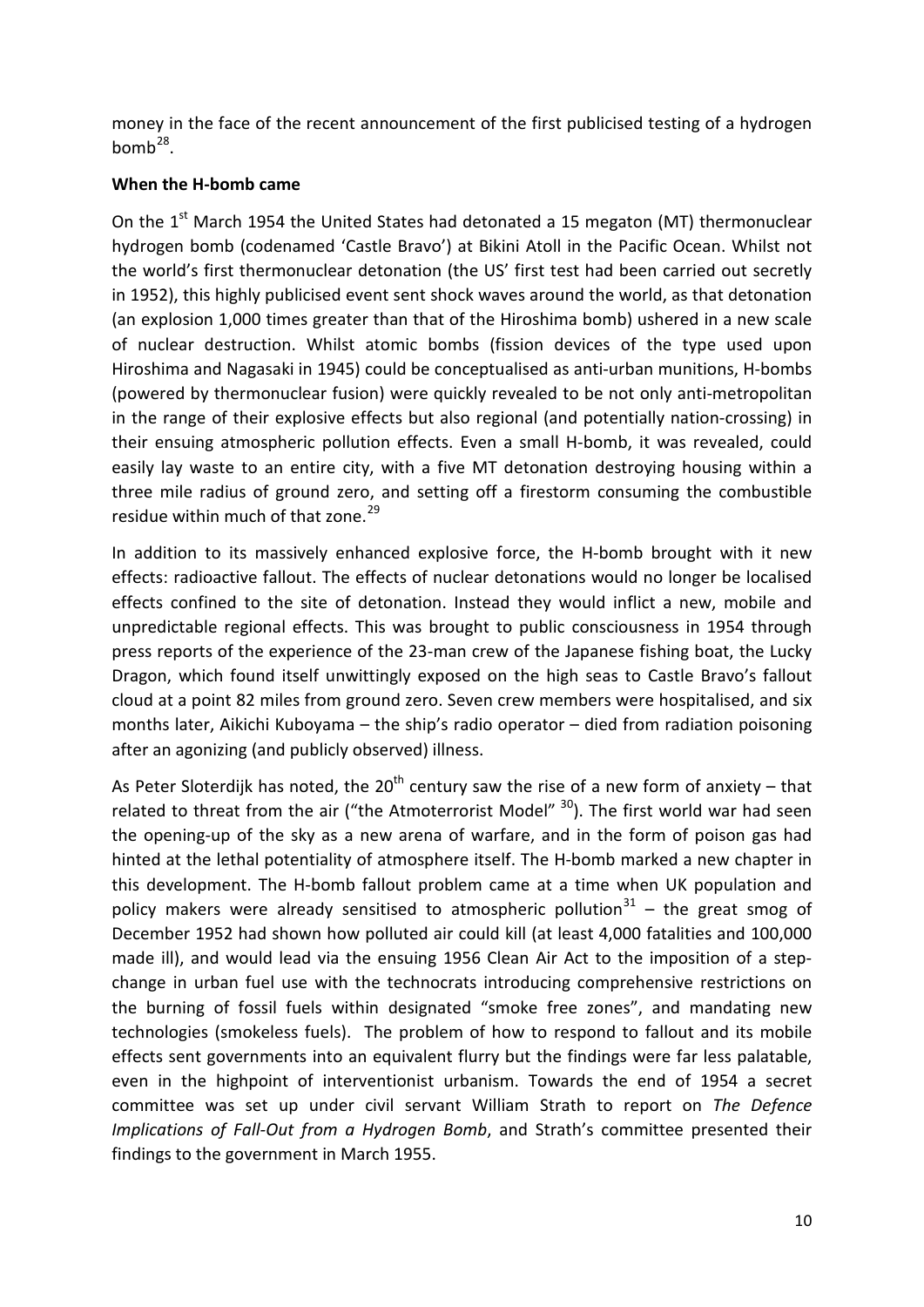money in the face of the recent announcement of the first publicised testing of a hydrogen bomb[28].

**When the H-bomb came**

On the 1st March 1954 the United States had detonated a 15 megaton (MT) thermonuclear hydrogen bomb (codenamed 'Castle Bravo') at Bikini Atoll in the Pacific Ocean. Whilst not the world's first thermonuclear detonation (the US' first test had been carried out secretly in 1952), this highly publicised event sent shock waves around the world, as that detonation (an explosion 1,000 times greater than that of the Hiroshima bomb) ushered in a new scale of nuclear destruction. Whilst atomic bombs (fission devices of the type used upon Hiroshima and Nagasaki in 1945) could be conceptualised as anti-urban munitions, H-bombs (powered by thermonuclear fusion) were quickly revealed to be not only anti-metropolitan in the range of their explosive effects but also regional (and potentially nation-crossing) in their ensuing atmospheric pollution effects. Even a small H-bomb, it was revealed, could easily lay waste to an entire city, with a five MT detonation destroying housing within a three mile radius of ground zero, and setting off a firestorm consuming the combustible residue within much of that zone.[29]

In addition to its massively enhanced explosive force, the H-bomb brought with it new effects: radioactive fallout. The effects of nuclear detonations would no longer be localised effects confined to the site of detonation. Instead they would inflict a new, mobile and unpredictable regional effects. This was brought to public consciousness in 1954 through press reports of the experience of the 23-man crew of the Japanese fishing boat, the Lucky Dragon, which found itself unwittingly exposed on the high seas to Castle Bravo's fallout cloud at a point 82 miles from ground zero. Seven crew members were hospitalised, and six months later, Aikichi Kuboyama – the ship's radio operator – died from radiation poisoning after an agonizing (and publicly observed) illness.

As Peter Sloterdijk has noted, the 20th century saw the rise of a new form of anxiety – that related to threat from the air ("the Atmoterrorist Model" [30]). The first world war had seen the opening-up of the sky as a new arena of warfare, and in the form of poison gas had hinted at the lethal potentiality of atmosphere itself. The H-bomb marked a new chapter in this development. The H-bomb fallout problem came at a time when UK population and policy makers were already sensitised to atmospheric pollution[31] – the great smog of December 1952 had shown how polluted air could kill (at least 4,000 fatalities and 100,000 made ill), and would lead via the ensuing 1956 Clean Air Act to the imposition of a step-change in urban fuel use with the technocrats introducing comprehensive restrictions on the burning of fossil fuels within designated "smoke free zones", and mandating new technologies (smokeless fuels). The problem of how to respond to fallout and its mobile effects sent governments into an equivalent flurry but the findings were far less palatable, even in the highpoint of interventionist urbanism. Towards the end of 1954 a secret committee was set up under civil servant William Strath to report on *The Defence Implications of Fall-Out from a Hydrogen Bomb*, and Strath's committee presented their findings to the government in March 1955.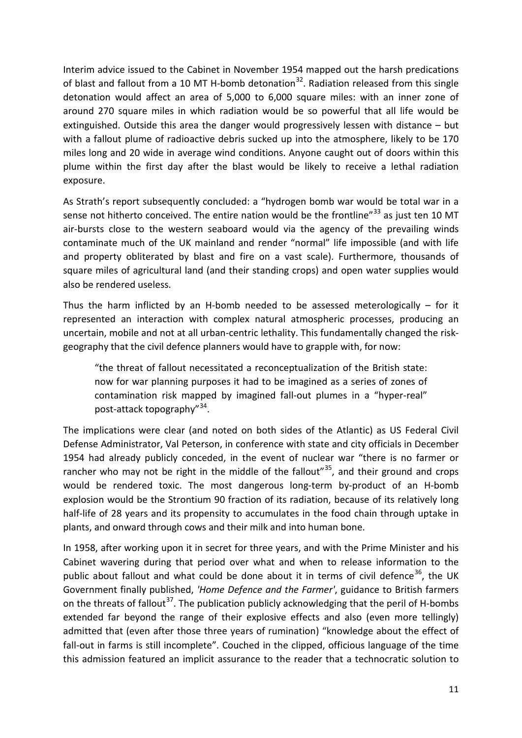Interim advice issued to the Cabinet in November 1954 mapped out the harsh predications of blast and fallout from a 10 MT H-bomb detonation[32]. Radiation released from this single detonation would affect an area of 5,000 to 6,000 square miles: with an inner zone of around 270 square miles in which radiation would be so powerful that all life would be extinguished. Outside this area the danger would progressively lessen with distance – but with a fallout plume of radioactive debris sucked up into the atmosphere, likely to be 170 miles long and 20 wide in average wind conditions. Anyone caught out of doors within this plume within the first day after the blast would be likely to receive a lethal radiation exposure.

As Strath's report subsequently concluded: a "hydrogen bomb war would be total war in a sense not hitherto conceived. The entire nation would be the frontline"[33] as just ten 10 MT air-bursts close to the western seaboard would via the agency of the prevailing winds contaminate much of the UK mainland and render "normal" life impossible (and with life and property obliterated by blast and fire on a vast scale). Furthermore, thousands of square miles of agricultural land (and their standing crops) and open water supplies would also be rendered useless.

Thus the harm inflicted by an H-bomb needed to be assessed meterologically – for it represented an interaction with complex natural atmospheric processes, producing an uncertain, mobile and not at all urban-centric lethality. This fundamentally changed the risk-geography that the civil defence planners would have to grapple with, for now:

> "the threat of fallout necessitated a reconceptualization of the British state: now for war planning purposes it had to be imagined as a series of zones of contamination risk mapped by imagined fall-out plumes in a "hyper-real" post-attack topography"[34].

The implications were clear (and noted on both sides of the Atlantic) as US Federal Civil Defense Administrator, Val Peterson, in conference with state and city officials in December 1954 had already publicly conceded, in the event of nuclear war "there is no farmer or rancher who may not be right in the middle of the fallout"[35], and their ground and crops would be rendered toxic. The most dangerous long-term by-product of an H-bomb explosion would be the Strontium 90 fraction of its radiation, because of its relatively long half-life of 28 years and its propensity to accumulates in the food chain through uptake in plants, and onward through cows and their milk and into human bone.

In 1958, after working upon it in secret for three years, and with the Prime Minister and his Cabinet wavering during that period over what and when to release information to the public about fallout and what could be done about it in terms of civil defence[36], the UK Government finally published, *'Home Defence and the Farmer'*, guidance to British farmers on the threats of fallout[37]. The publication publicly acknowledging that the peril of H-bombs extended far beyond the range of their explosive effects and also (even more tellingly) admitted that (even after those three years of rumination) "knowledge about the effect of fall-out in farms is still incomplete". Couched in the clipped, officious language of the time this admission featured an implicit assurance to the reader that a technocratic solution to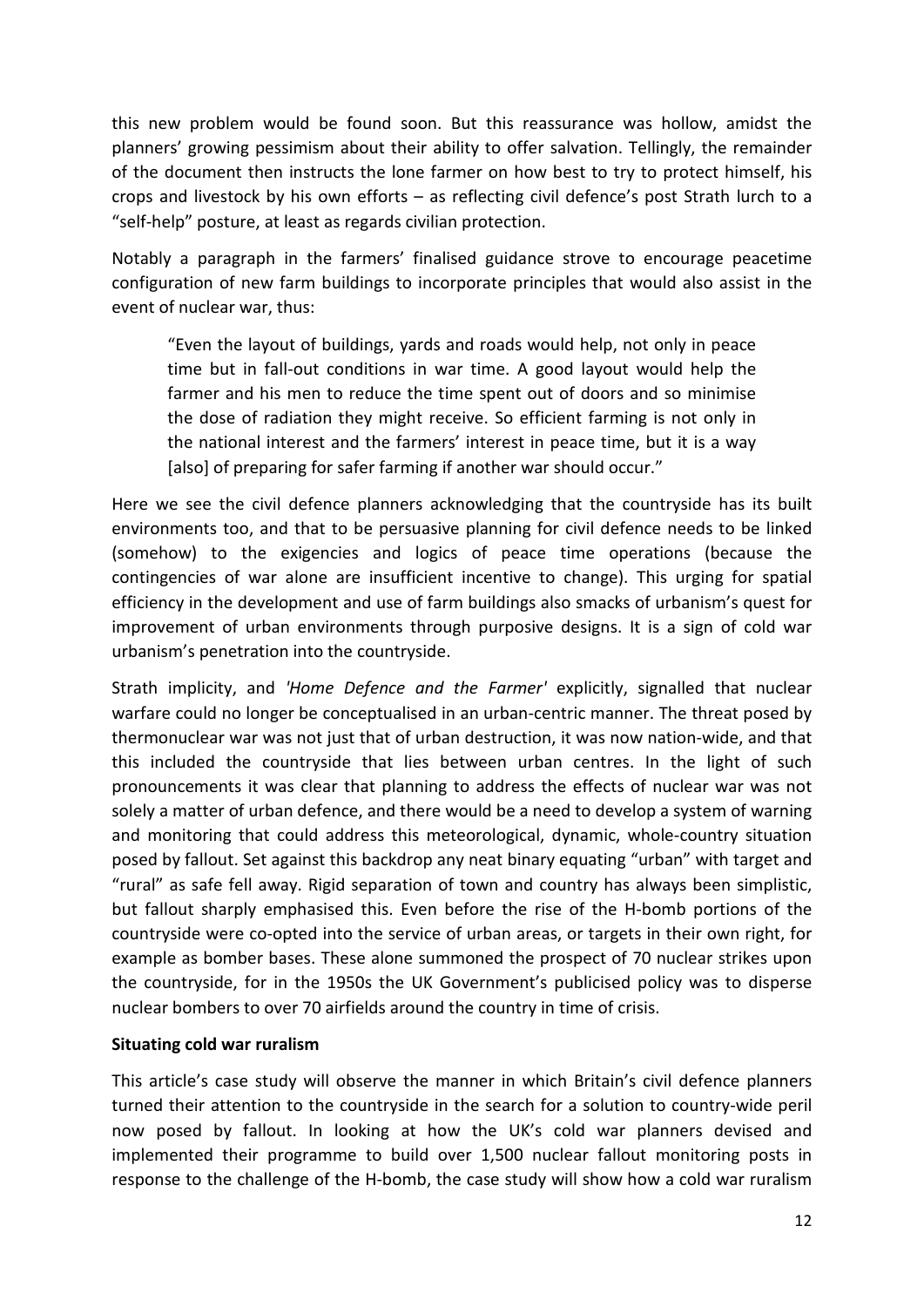this new problem would be found soon. But this reassurance was hollow, amidst the planners' growing pessimism about their ability to offer salvation. Tellingly, the remainder of the document then instructs the lone farmer on how best to try to protect himself, his crops and livestock by his own efforts – as reflecting civil defence's post Strath lurch to a "self-help" posture, at least as regards civilian protection.

Notably a paragraph in the farmers' finalised guidance strove to encourage peacetime configuration of new farm buildings to incorporate principles that would also assist in the event of nuclear war, thus:

> "Even the layout of buildings, yards and roads would help, not only in peace time but in fall-out conditions in war time. A good layout would help the farmer and his men to reduce the time spent out of doors and so minimise the dose of radiation they might receive. So efficient farming is not only in the national interest and the farmers' interest in peace time, but it is a way [also] of preparing for safer farming if another war should occur."

Here we see the civil defence planners acknowledging that the countryside has its built environments too, and that to be persuasive planning for civil defence needs to be linked (somehow) to the exigencies and logics of peace time operations (because the contingencies of war alone are insufficient incentive to change). This urging for spatial efficiency in the development and use of farm buildings also smacks of urbanism's quest for improvement of urban environments through purposive designs. It is a sign of cold war urbanism's penetration into the countryside.

Strath implicity, and *'Home Defence and the Farmer'* explicitly, signalled that nuclear warfare could no longer be conceptualised in an urban-centric manner. The threat posed by thermonuclear war was not just that of urban destruction, it was now nation-wide, and that this included the countryside that lies between urban centres. In the light of such pronouncements it was clear that planning to address the effects of nuclear war was not solely a matter of urban defence, and there would be a need to develop a system of warning and monitoring that could address this meteorological, dynamic, whole-country situation posed by fallout. Set against this backdrop any neat binary equating "urban" with target and "rural" as safe fell away. Rigid separation of town and country has always been simplistic, but fallout sharply emphasised this. Even before the rise of the H-bomb portions of the countryside were co-opted into the service of urban areas, or targets in their own right, for example as bomber bases. These alone summoned the prospect of 70 nuclear strikes upon the countryside, for in the 1950s the UK Government's publicised policy was to disperse nuclear bombers to over 70 airfields around the country in time of crisis.

**Situating cold war ruralism**

This article's case study will observe the manner in which Britain's civil defence planners turned their attention to the countryside in the search for a solution to country-wide peril now posed by fallout. In looking at how the UK's cold war planners devised and implemented their programme to build over 1,500 nuclear fallout monitoring posts in response to the challenge of the H-bomb, the case study will show how a cold war ruralism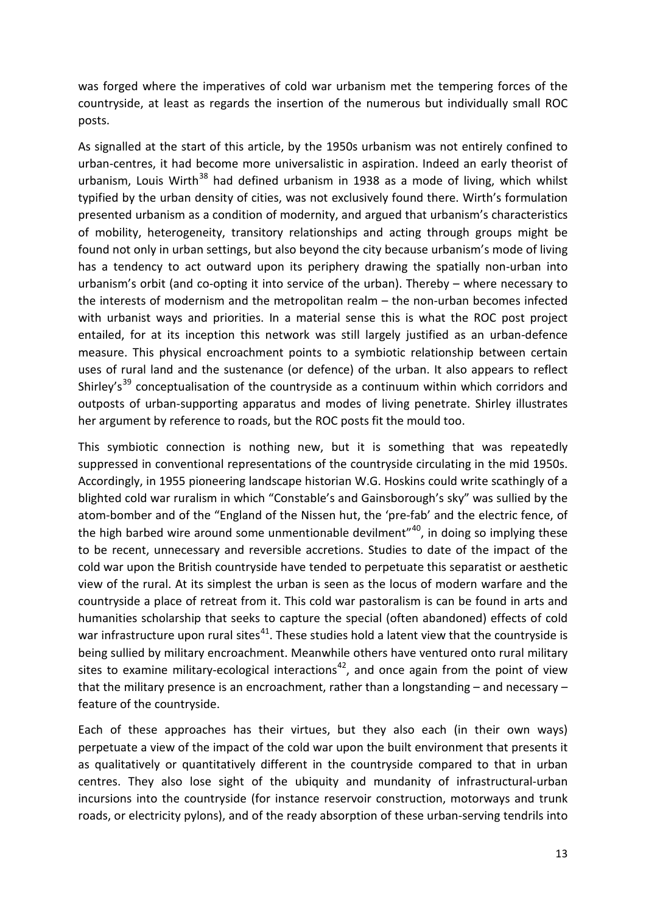was forged where the imperatives of cold war urbanism met the tempering forces of the countryside, at least as regards the insertion of the numerous but individually small ROC posts.

As signalled at the start of this article, by the 1950s urbanism was not entirely confined to urban-centres, it had become more universalistic in aspiration. Indeed an early theorist of urbanism, Louis Wirth[38] had defined urbanism in 1938 as a mode of living, which whilst typified by the urban density of cities, was not exclusively found there. Wirth's formulation presented urbanism as a condition of modernity, and argued that urbanism's characteristics of mobility, heterogeneity, transitory relationships and acting through groups might be found not only in urban settings, but also beyond the city because urbanism's mode of living has a tendency to act outward upon its periphery drawing the spatially non-urban into urbanism's orbit (and co-opting it into service of the urban). Thereby – where necessary to the interests of modernism and the metropolitan realm – the non-urban becomes infected with urbanist ways and priorities. In a material sense this is what the ROC post project entailed, for at its inception this network was still largely justified as an urban-defence measure. This physical encroachment points to a symbiotic relationship between certain uses of rural land and the sustenance (or defence) of the urban. It also appears to reflect Shirley's[39] conceptualisation of the countryside as a continuum within which corridors and outposts of urban-supporting apparatus and modes of living penetrate. Shirley illustrates her argument by reference to roads, but the ROC posts fit the mould too.

This symbiotic connection is nothing new, but it is something that was repeatedly suppressed in conventional representations of the countryside circulating in the mid 1950s. Accordingly, in 1955 pioneering landscape historian W.G. Hoskins could write scathingly of a blighted cold war ruralism in which "Constable's and Gainsborough's sky" was sullied by the atom-bomber and of the "England of the Nissen hut, the 'pre-fab' and the electric fence, of the high barbed wire around some unmentionable devilment"[40], in doing so implying these to be recent, unnecessary and reversible accretions. Studies to date of the impact of the cold war upon the British countryside have tended to perpetuate this separatist or aesthetic view of the rural. At its simplest the urban is seen as the locus of modern warfare and the countryside a place of retreat from it. This cold war pastoralism is can be found in arts and humanities scholarship that seeks to capture the special (often abandoned) effects of cold war infrastructure upon rural sites[41]. These studies hold a latent view that the countryside is being sullied by military encroachment. Meanwhile others have ventured onto rural military sites to examine military-ecological interactions[42], and once again from the point of view that the military presence is an encroachment, rather than a longstanding – and necessary – feature of the countryside.

Each of these approaches has their virtues, but they also each (in their own ways) perpetuate a view of the impact of the cold war upon the built environment that presents it as qualitatively or quantitatively different in the countryside compared to that in urban centres. They also lose sight of the ubiquity and mundanity of infrastructural-urban incursions into the countryside (for instance reservoir construction, motorways and trunk roads, or electricity pylons), and of the ready absorption of these urban-serving tendrils into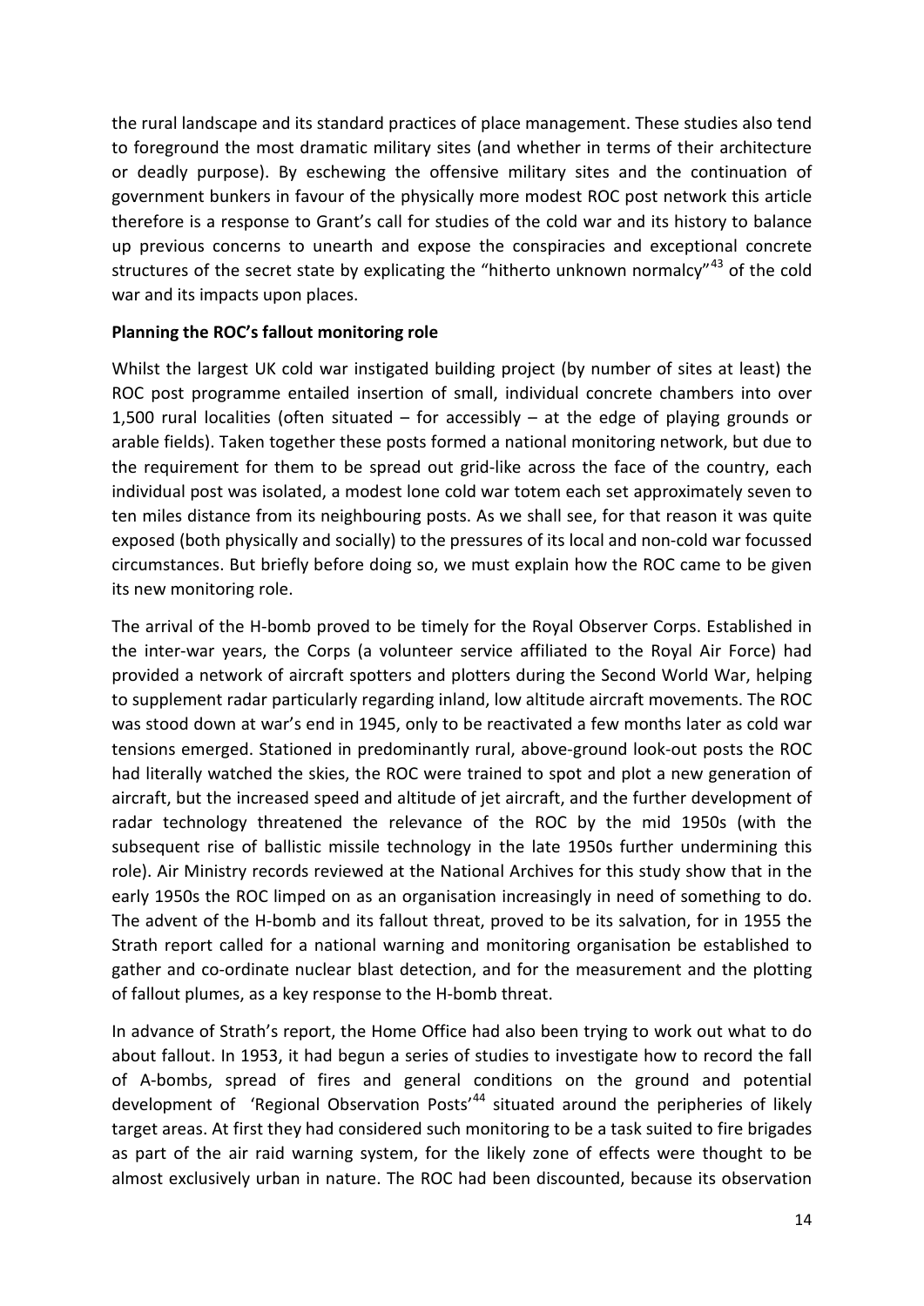the rural landscape and its standard practices of place management. These studies also tend to foreground the most dramatic military sites (and whether in terms of their architecture or deadly purpose). By eschewing the offensive military sites and the continuation of government bunkers in favour of the physically more modest ROC post network this article therefore is a response to Grant's call for studies of the cold war and its history to balance up previous concerns to unearth and expose the conspiracies and exceptional concrete structures of the secret state by explicating the "hitherto unknown normalcy"[43] of the cold war and its impacts upon places.

**Planning the ROC's fallout monitoring role**

Whilst the largest UK cold war instigated building project (by number of sites at least) the ROC post programme entailed insertion of small, individual concrete chambers into over 1,500 rural localities (often situated – for accessibly – at the edge of playing grounds or arable fields). Taken together these posts formed a national monitoring network, but due to the requirement for them to be spread out grid-like across the face of the country, each individual post was isolated, a modest lone cold war totem each set approximately seven to ten miles distance from its neighbouring posts. As we shall see, for that reason it was quite exposed (both physically and socially) to the pressures of its local and non-cold war focussed circumstances. But briefly before doing so, we must explain how the ROC came to be given its new monitoring role.

The arrival of the H-bomb proved to be timely for the Royal Observer Corps. Established in the inter-war years, the Corps (a volunteer service affiliated to the Royal Air Force) had provided a network of aircraft spotters and plotters during the Second World War, helping to supplement radar particularly regarding inland, low altitude aircraft movements. The ROC was stood down at war's end in 1945, only to be reactivated a few months later as cold war tensions emerged. Stationed in predominantly rural, above-ground look-out posts the ROC had literally watched the skies, the ROC were trained to spot and plot a new generation of aircraft, but the increased speed and altitude of jet aircraft, and the further development of radar technology threatened the relevance of the ROC by the mid 1950s (with the subsequent rise of ballistic missile technology in the late 1950s further undermining this role). Air Ministry records reviewed at the National Archives for this study show that in the early 1950s the ROC limped on as an organisation increasingly in need of something to do. The advent of the H-bomb and its fallout threat, proved to be its salvation, for in 1955 the Strath report called for a national warning and monitoring organisation be established to gather and co-ordinate nuclear blast detection, and for the measurement and the plotting of fallout plumes, as a key response to the H-bomb threat.

In advance of Strath's report, the Home Office had also been trying to work out what to do about fallout. In 1953, it had begun a series of studies to investigate how to record the fall of A-bombs, spread of fires and general conditions on the ground and potential development of 'Regional Observation Posts'[44] situated around the peripheries of likely target areas. At first they had considered such monitoring to be a task suited to fire brigades as part of the air raid warning system, for the likely zone of effects were thought to be almost exclusively urban in nature. The ROC had been discounted, because its observation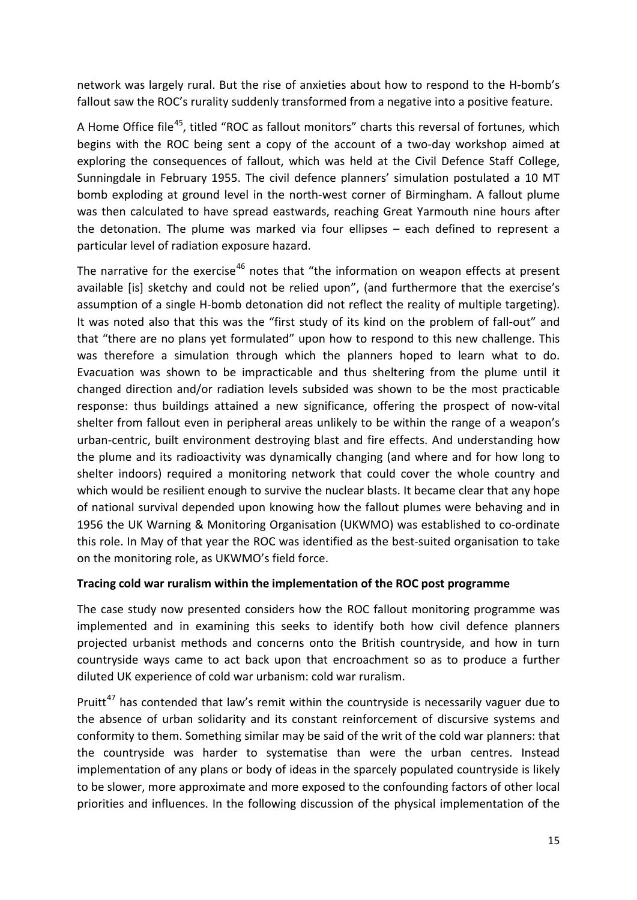network was largely rural. But the rise of anxieties about how to respond to the H-bomb's fallout saw the ROC's rurality suddenly transformed from a negative into a positive feature.

A Home Office file[45], titled "ROC as fallout monitors" charts this reversal of fortunes, which begins with the ROC being sent a copy of the account of a two-day workshop aimed at exploring the consequences of fallout, which was held at the Civil Defence Staff College, Sunningdale in February 1955. The civil defence planners' simulation postulated a 10 MT bomb exploding at ground level in the north-west corner of Birmingham. A fallout plume was then calculated to have spread eastwards, reaching Great Yarmouth nine hours after the detonation. The plume was marked via four ellipses – each defined to represent a particular level of radiation exposure hazard.

The narrative for the exercise[46] notes that "the information on weapon effects at present available [is] sketchy and could not be relied upon", (and furthermore that the exercise's assumption of a single H-bomb detonation did not reflect the reality of multiple targeting). It was noted also that this was the "first study of its kind on the problem of fall-out" and that "there are no plans yet formulated" upon how to respond to this new challenge. This was therefore a simulation through which the planners hoped to learn what to do. Evacuation was shown to be impracticable and thus sheltering from the plume until it changed direction and/or radiation levels subsided was shown to be the most practicable response: thus buildings attained a new significance, offering the prospect of now-vital shelter from fallout even in peripheral areas unlikely to be within the range of a weapon's urban-centric, built environment destroying blast and fire effects. And understanding how the plume and its radioactivity was dynamically changing (and where and for how long to shelter indoors) required a monitoring network that could cover the whole country and which would be resilient enough to survive the nuclear blasts. It became clear that any hope of national survival depended upon knowing how the fallout plumes were behaving and in 1956 the UK Warning & Monitoring Organisation (UKWMO) was established to co-ordinate this role. In May of that year the ROC was identified as the best-suited organisation to take on the monitoring role, as UKWMO's field force.

**Tracing cold war ruralism within the implementation of the ROC post programme**

The case study now presented considers how the ROC fallout monitoring programme was implemented and in examining this seeks to identify both how civil defence planners projected urbanist methods and concerns onto the British countryside, and how in turn countryside ways came to act back upon that encroachment so as to produce a further diluted UK experience of cold war urbanism: cold war ruralism.

Pruitt[47] has contended that law's remit within the countryside is necessarily vaguer due to the absence of urban solidarity and its constant reinforcement of discursive systems and conformity to them. Something similar may be said of the writ of the cold war planners: that the countryside was harder to systematise than were the urban centres. Instead implementation of any plans or body of ideas in the sparcely populated countryside is likely to be slower, more approximate and more exposed to the confounding factors of other local priorities and influences. In the following discussion of the physical implementation of the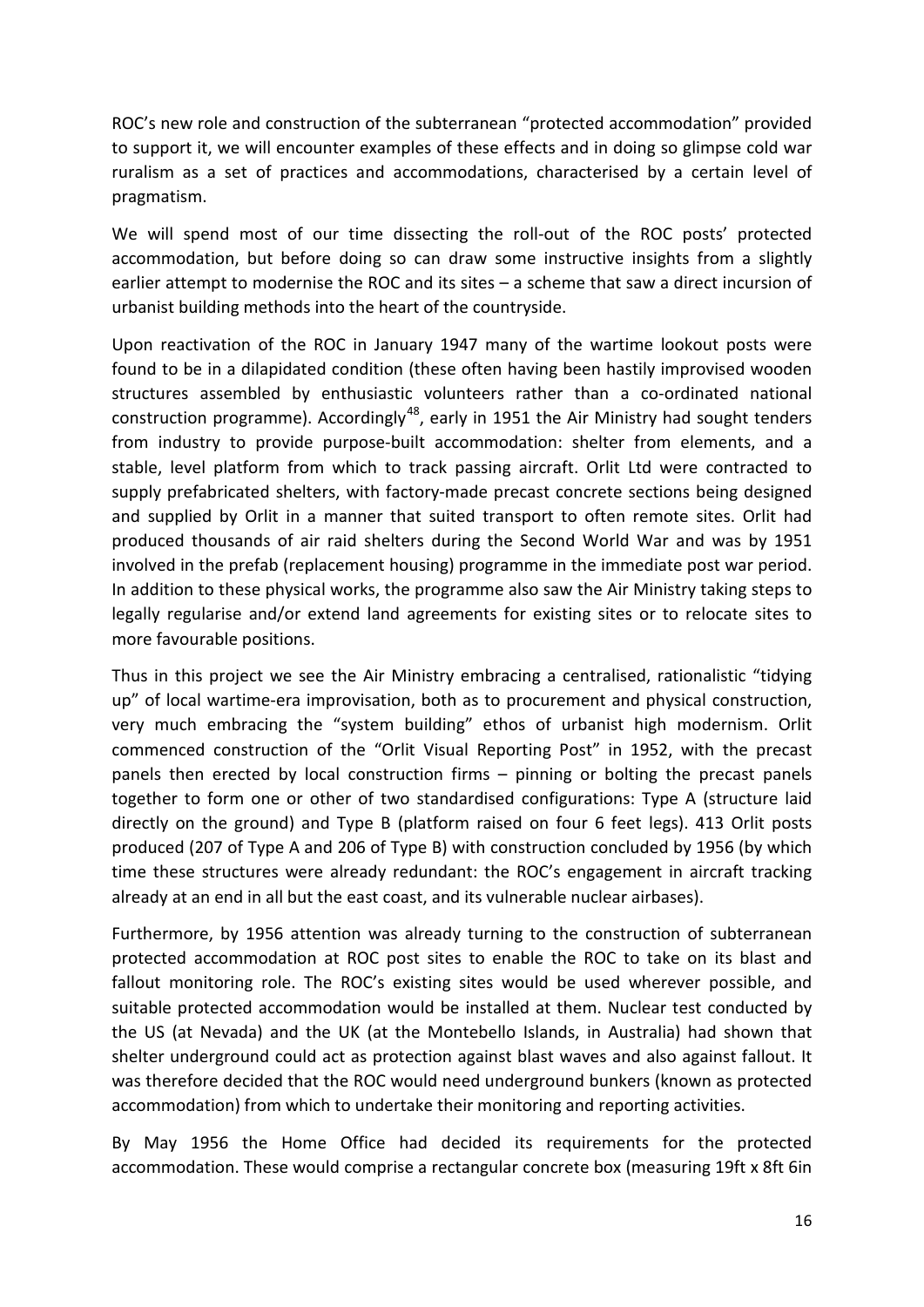ROC's new role and construction of the subterranean "protected accommodation" provided to support it, we will encounter examples of these effects and in doing so glimpse cold war ruralism as a set of practices and accommodations, characterised by a certain level of pragmatism.

We will spend most of our time dissecting the roll-out of the ROC posts' protected accommodation, but before doing so can draw some instructive insights from a slightly earlier attempt to modernise the ROC and its sites – a scheme that saw a direct incursion of urbanist building methods into the heart of the countryside.

Upon reactivation of the ROC in January 1947 many of the wartime lookout posts were found to be in a dilapidated condition (these often having been hastily improvised wooden structures assembled by enthusiastic volunteers rather than a co-ordinated national construction programme). Accordingly[48], early in 1951 the Air Ministry had sought tenders from industry to provide purpose-built accommodation: shelter from elements, and a stable, level platform from which to track passing aircraft. Orlit Ltd were contracted to supply prefabricated shelters, with factory-made precast concrete sections being designed and supplied by Orlit in a manner that suited transport to often remote sites. Orlit had produced thousands of air raid shelters during the Second World War and was by 1951 involved in the prefab (replacement housing) programme in the immediate post war period. In addition to these physical works, the programme also saw the Air Ministry taking steps to legally regularise and/or extend land agreements for existing sites or to relocate sites to more favourable positions.

Thus in this project we see the Air Ministry embracing a centralised, rationalistic "tidying up" of local wartime-era improvisation, both as to procurement and physical construction, very much embracing the "system building" ethos of urbanist high modernism. Orlit commenced construction of the "Orlit Visual Reporting Post" in 1952, with the precast panels then erected by local construction firms – pinning or bolting the precast panels together to form one or other of two standardised configurations: Type A (structure laid directly on the ground) and Type B (platform raised on four 6 feet legs). 413 Orlit posts produced (207 of Type A and 206 of Type B) with construction concluded by 1956 (by which time these structures were already redundant: the ROC's engagement in aircraft tracking already at an end in all but the east coast, and its vulnerable nuclear airbases).

Furthermore, by 1956 attention was already turning to the construction of subterranean protected accommodation at ROC post sites to enable the ROC to take on its blast and fallout monitoring role. The ROC's existing sites would be used wherever possible, and suitable protected accommodation would be installed at them. Nuclear test conducted by the US (at Nevada) and the UK (at the Montebello Islands, in Australia) had shown that shelter underground could act as protection against blast waves and also against fallout. It was therefore decided that the ROC would need underground bunkers (known as protected accommodation) from which to undertake their monitoring and reporting activities.

By May 1956 the Home Office had decided its requirements for the protected accommodation. These would comprise a rectangular concrete box (measuring 19ft x 8ft 6in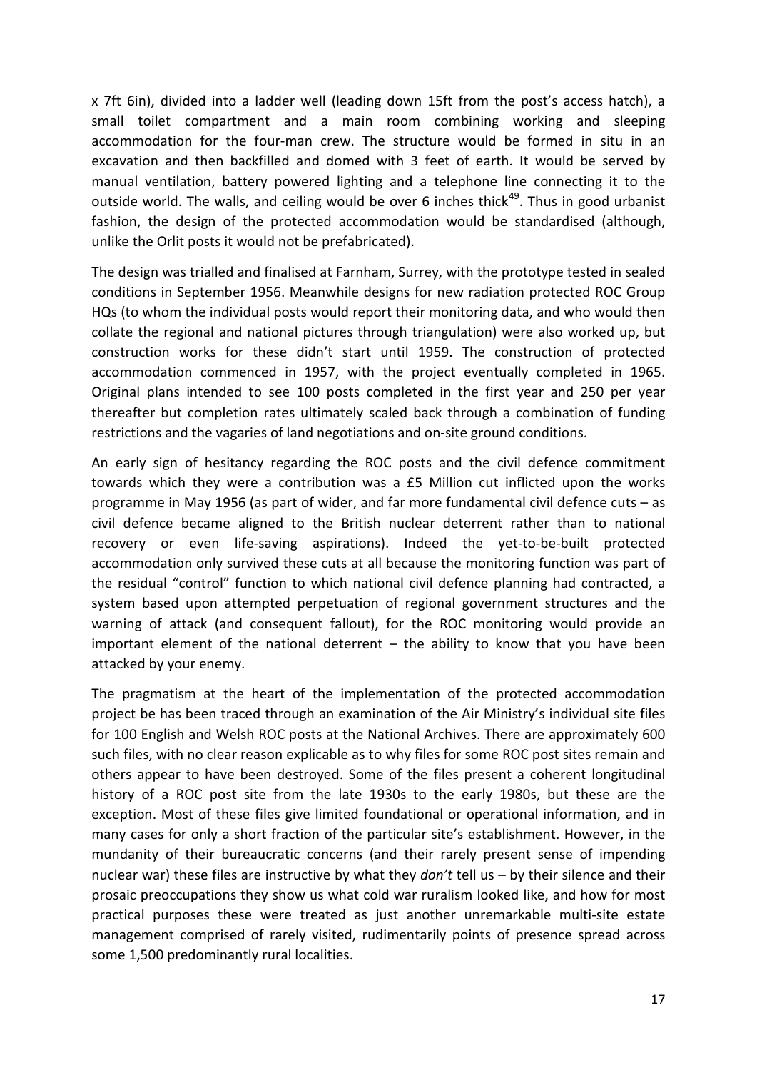x 7ft 6in), divided into a ladder well (leading down 15ft from the post's access hatch), a small toilet compartment and a main room combining working and sleeping accommodation for the four-man crew. The structure would be formed in situ in an excavation and then backfilled and domed with 3 feet of earth. It would be served by manual ventilation, battery powered lighting and a telephone line connecting it to the outside world. The walls, and ceiling would be over 6 inches thick[49]. Thus in good urbanist fashion, the design of the protected accommodation would be standardised (although, unlike the Orlit posts it would not be prefabricated).

The design was trialled and finalised at Farnham, Surrey, with the prototype tested in sealed conditions in September 1956. Meanwhile designs for new radiation protected ROC Group HQs (to whom the individual posts would report their monitoring data, and who would then collate the regional and national pictures through triangulation) were also worked up, but construction works for these didn't start until 1959. The construction of protected accommodation commenced in 1957, with the project eventually completed in 1965. Original plans intended to see 100 posts completed in the first year and 250 per year thereafter but completion rates ultimately scaled back through a combination of funding restrictions and the vagaries of land negotiations and on-site ground conditions.

An early sign of hesitancy regarding the ROC posts and the civil defence commitment towards which they were a contribution was a £5 Million cut inflicted upon the works programme in May 1956 (as part of wider, and far more fundamental civil defence cuts – as civil defence became aligned to the British nuclear deterrent rather than to national recovery or even life-saving aspirations). Indeed the yet-to-be-built protected accommodation only survived these cuts at all because the monitoring function was part of the residual "control" function to which national civil defence planning had contracted, a system based upon attempted perpetuation of regional government structures and the warning of attack (and consequent fallout), for the ROC monitoring would provide an important element of the national deterrent – the ability to know that you have been attacked by your enemy.

The pragmatism at the heart of the implementation of the protected accommodation project be has been traced through an examination of the Air Ministry's individual site files for 100 English and Welsh ROC posts at the National Archives. There are approximately 600 such files, with no clear reason explicable as to why files for some ROC post sites remain and others appear to have been destroyed. Some of the files present a coherent longitudinal history of a ROC post site from the late 1930s to the early 1980s, but these are the exception. Most of these files give limited foundational or operational information, and in many cases for only a short fraction of the particular site's establishment. However, in the mundanity of their bureaucratic concerns (and their rarely present sense of impending nuclear war) these files are instructive by what they *don't* tell us – by their silence and their prosaic preoccupations they show us what cold war ruralism looked like, and how for most practical purposes these were treated as just another unremarkable multi-site estate management comprised of rarely visited, rudimentarily points of presence spread across some 1,500 predominantly rural localities.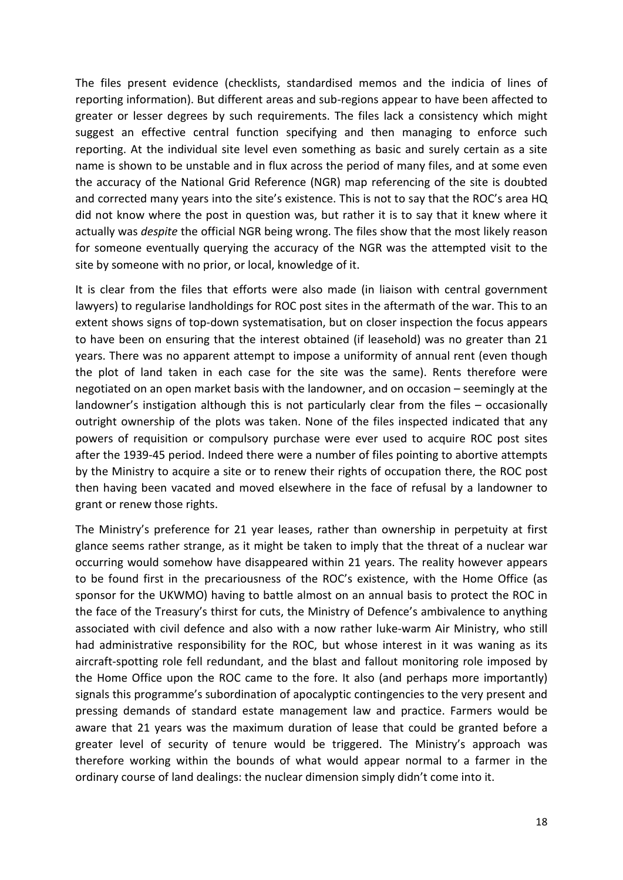The files present evidence (checklists, standardised memos and the indicia of lines of reporting information). But different areas and sub-regions appear to have been affected to greater or lesser degrees by such requirements. The files lack a consistency which might suggest an effective central function specifying and then managing to enforce such reporting. At the individual site level even something as basic and surely certain as a site name is shown to be unstable and in flux across the period of many files, and at some even the accuracy of the National Grid Reference (NGR) map referencing of the site is doubted and corrected many years into the site's existence. This is not to say that the ROC's area HQ did not know where the post in question was, but rather it is to say that it knew where it actually was *despite* the official NGR being wrong. The files show that the most likely reason for someone eventually querying the accuracy of the NGR was the attempted visit to the site by someone with no prior, or local, knowledge of it.

It is clear from the files that efforts were also made (in liaison with central government lawyers) to regularise landholdings for ROC post sites in the aftermath of the war. This to an extent shows signs of top-down systematisation, but on closer inspection the focus appears to have been on ensuring that the interest obtained (if leasehold) was no greater than 21 years. There was no apparent attempt to impose a uniformity of annual rent (even though the plot of land taken in each case for the site was the same). Rents therefore were negotiated on an open market basis with the landowner, and on occasion – seemingly at the landowner's instigation although this is not particularly clear from the files – occasionally outright ownership of the plots was taken. None of the files inspected indicated that any powers of requisition or compulsory purchase were ever used to acquire ROC post sites after the 1939-45 period. Indeed there were a number of files pointing to abortive attempts by the Ministry to acquire a site or to renew their rights of occupation there, the ROC post then having been vacated and moved elsewhere in the face of refusal by a landowner to grant or renew those rights.

The Ministry's preference for 21 year leases, rather than ownership in perpetuity at first glance seems rather strange, as it might be taken to imply that the threat of a nuclear war occurring would somehow have disappeared within 21 years. The reality however appears to be found first in the precariousness of the ROC's existence, with the Home Office (as sponsor for the UKWMO) having to battle almost on an annual basis to protect the ROC in the face of the Treasury's thirst for cuts, the Ministry of Defence's ambivalence to anything associated with civil defence and also with a now rather luke-warm Air Ministry, who still had administrative responsibility for the ROC, but whose interest in it was waning as its aircraft-spotting role fell redundant, and the blast and fallout monitoring role imposed by the Home Office upon the ROC came to the fore. It also (and perhaps more importantly) signals this programme's subordination of apocalyptic contingencies to the very present and pressing demands of standard estate management law and practice. Farmers would be aware that 21 years was the maximum duration of lease that could be granted before a greater level of security of tenure would be triggered. The Ministry's approach was therefore working within the bounds of what would appear normal to a farmer in the ordinary course of land dealings: the nuclear dimension simply didn't come into it.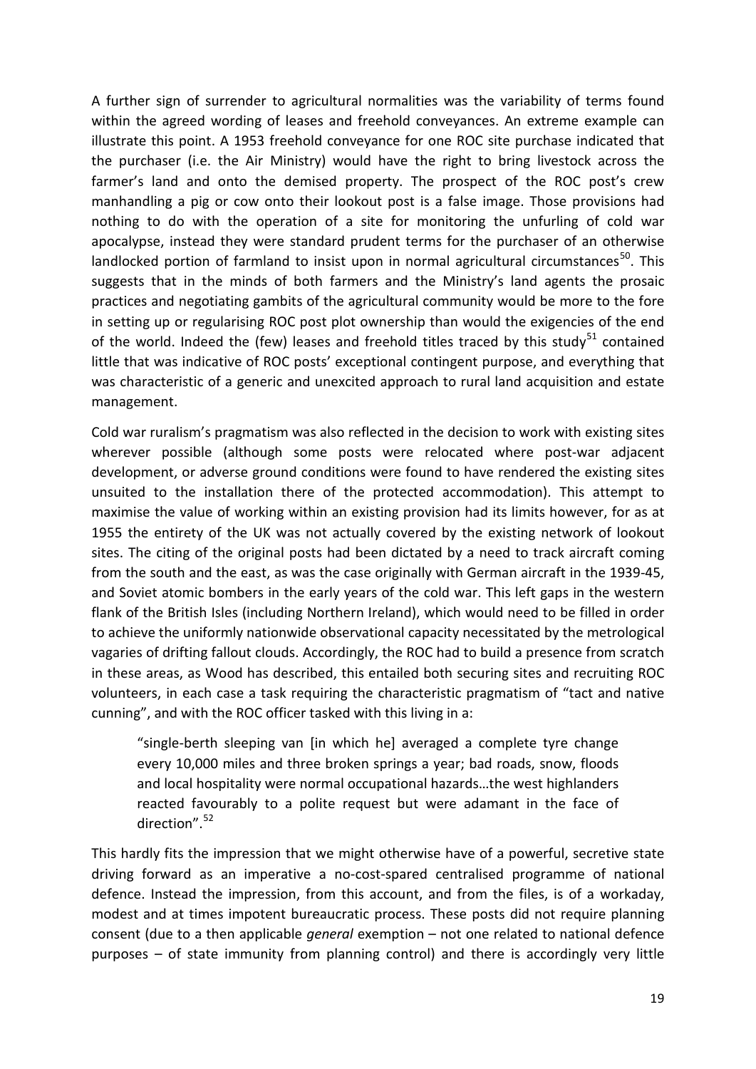A further sign of surrender to agricultural normalities was the variability of terms found within the agreed wording of leases and freehold conveyances. An extreme example can illustrate this point. A 1953 freehold conveyance for one ROC site purchase indicated that the purchaser (i.e. the Air Ministry) would have the right to bring livestock across the farmer's land and onto the demised property. The prospect of the ROC post's crew manhandling a pig or cow onto their lookout post is a false image. Those provisions had nothing to do with the operation of a site for monitoring the unfurling of cold war apocalypse, instead they were standard prudent terms for the purchaser of an otherwise landlocked portion of farmland to insist upon in normal agricultural circumstances[50]. This suggests that in the minds of both farmers and the Ministry's land agents the prosaic practices and negotiating gambits of the agricultural community would be more to the fore in setting up or regularising ROC post plot ownership than would the exigencies of the end of the world. Indeed the (few) leases and freehold titles traced by this study[51] contained little that was indicative of ROC posts' exceptional contingent purpose, and everything that was characteristic of a generic and unexcited approach to rural land acquisition and estate management.

Cold war ruralism's pragmatism was also reflected in the decision to work with existing sites wherever possible (although some posts were relocated where post-war adjacent development, or adverse ground conditions were found to have rendered the existing sites unsuited to the installation there of the protected accommodation). This attempt to maximise the value of working within an existing provision had its limits however, for as at 1955 the entirety of the UK was not actually covered by the existing network of lookout sites. The citing of the original posts had been dictated by a need to track aircraft coming from the south and the east, as was the case originally with German aircraft in the 1939-45, and Soviet atomic bombers in the early years of the cold war. This left gaps in the western flank of the British Isles (including Northern Ireland), which would need to be filled in order to achieve the uniformly nationwide observational capacity necessitated by the metrological vagaries of drifting fallout clouds. Accordingly, the ROC had to build a presence from scratch in these areas, as Wood has described, this entailed both securing sites and recruiting ROC volunteers, in each case a task requiring the characteristic pragmatism of "tact and native cunning", and with the ROC officer tasked with this living in a:

> "single-berth sleeping van [in which he] averaged a complete tyre change every 10,000 miles and three broken springs a year; bad roads, snow, floods and local hospitality were normal occupational hazards…the west highlanders reacted favourably to a polite request but were adamant in the face of direction".[52]

This hardly fits the impression that we might otherwise have of a powerful, secretive state driving forward as an imperative a no-cost-spared centralised programme of national defence. Instead the impression, from this account, and from the files, is of a workaday, modest and at times impotent bureaucratic process. These posts did not require planning consent (due to a then applicable *general* exemption – not one related to national defence purposes – of state immunity from planning control) and there is accordingly very little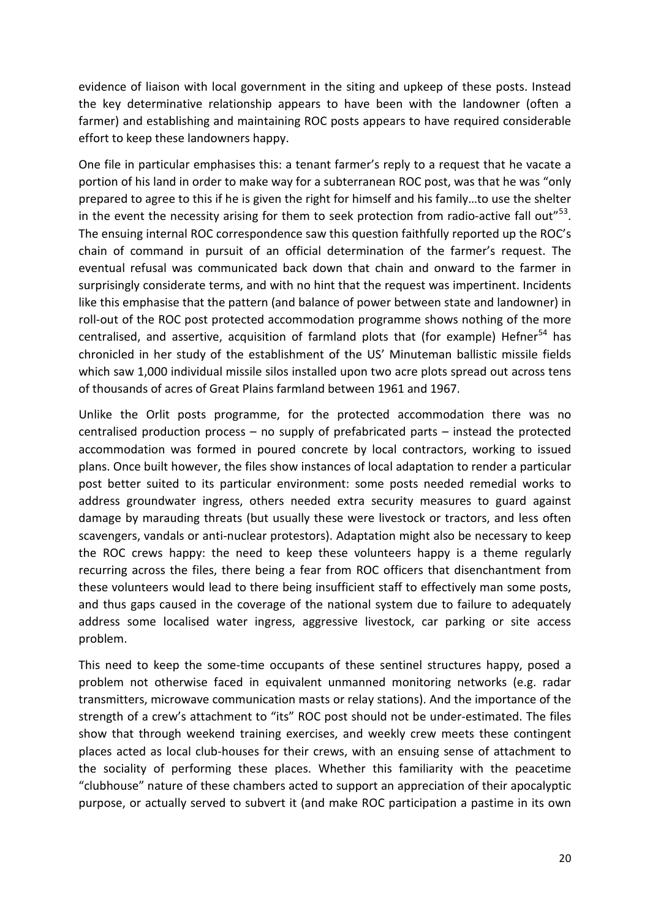evidence of liaison with local government in the siting and upkeep of these posts. Instead the key determinative relationship appears to have been with the landowner (often a farmer) and establishing and maintaining ROC posts appears to have required considerable effort to keep these landowners happy.

One file in particular emphasises this: a tenant farmer's reply to a request that he vacate a portion of his land in order to make way for a subterranean ROC post, was that he was "only prepared to agree to this if he is given the right for himself and his family…to use the shelter in the event the necessity arising for them to seek protection from radio-active fall out"[53]. The ensuing internal ROC correspondence saw this question faithfully reported up the ROC's chain of command in pursuit of an official determination of the farmer's request. The eventual refusal was communicated back down that chain and onward to the farmer in surprisingly considerate terms, and with no hint that the request was impertinent. Incidents like this emphasise that the pattern (and balance of power between state and landowner) in roll-out of the ROC post protected accommodation programme shows nothing of the more centralised, and assertive, acquisition of farmland plots that (for example) Hefner[54] has chronicled in her study of the establishment of the US' Minuteman ballistic missile fields which saw 1,000 individual missile silos installed upon two acre plots spread out across tens of thousands of acres of Great Plains farmland between 1961 and 1967.

Unlike the Orlit posts programme, for the protected accommodation there was no centralised production process – no supply of prefabricated parts – instead the protected accommodation was formed in poured concrete by local contractors, working to issued plans. Once built however, the files show instances of local adaptation to render a particular post better suited to its particular environment: some posts needed remedial works to address groundwater ingress, others needed extra security measures to guard against damage by marauding threats (but usually these were livestock or tractors, and less often scavengers, vandals or anti-nuclear protestors). Adaptation might also be necessary to keep the ROC crews happy: the need to keep these volunteers happy is a theme regularly recurring across the files, there being a fear from ROC officers that disenchantment from these volunteers would lead to there being insufficient staff to effectively man some posts, and thus gaps caused in the coverage of the national system due to failure to adequately address some localised water ingress, aggressive livestock, car parking or site access problem.

This need to keep the some-time occupants of these sentinel structures happy, posed a problem not otherwise faced in equivalent unmanned monitoring networks (e.g. radar transmitters, microwave communication masts or relay stations). And the importance of the strength of a crew's attachment to "its" ROC post should not be under-estimated. The files show that through weekend training exercises, and weekly crew meets these contingent places acted as local club-houses for their crews, with an ensuing sense of attachment to the sociality of performing these places. Whether this familiarity with the peacetime "clubhouse" nature of these chambers acted to support an appreciation of their apocalyptic purpose, or actually served to subvert it (and make ROC participation a pastime in its own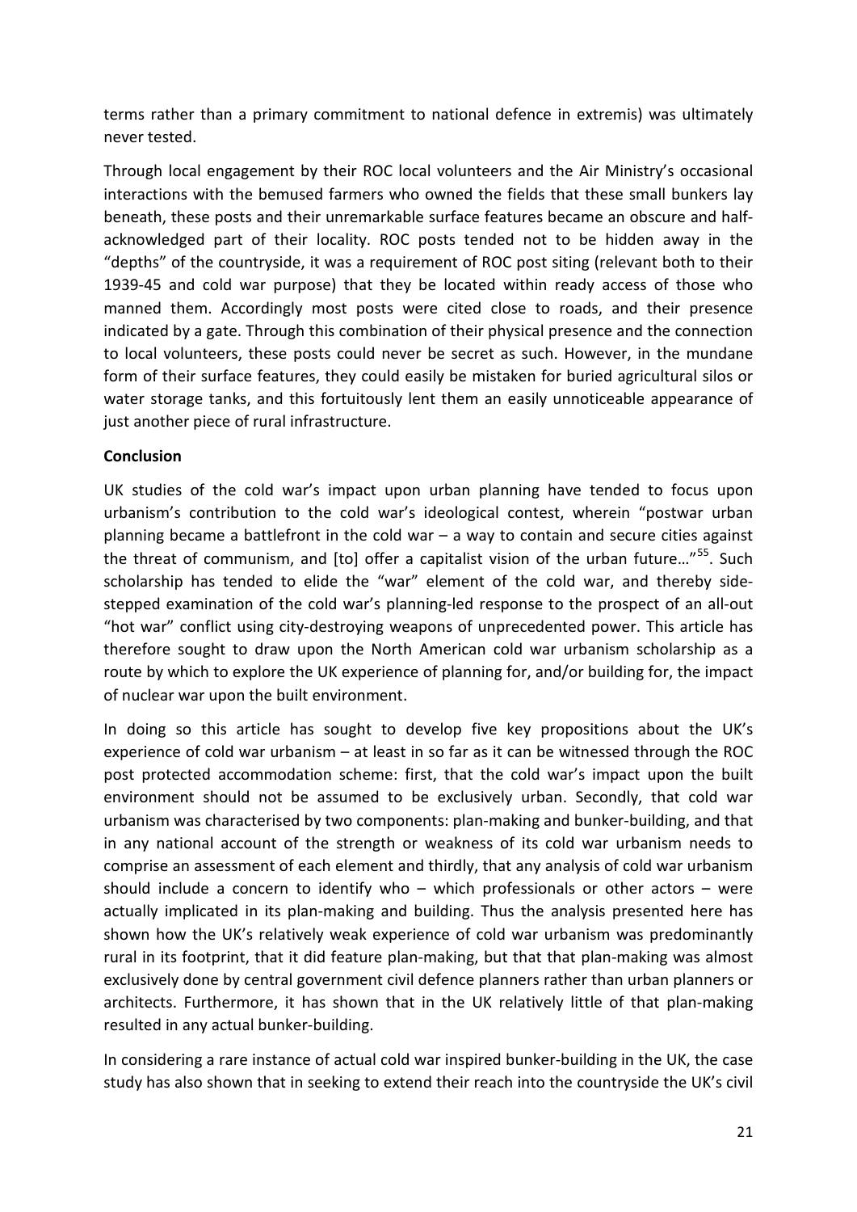terms rather than a primary commitment to national defence in extremis) was ultimately never tested.

Through local engagement by their ROC local volunteers and the Air Ministry's occasional interactions with the bemused farmers who owned the fields that these small bunkers lay beneath, these posts and their unremarkable surface features became an obscure and half-acknowledged part of their locality. ROC posts tended not to be hidden away in the "depths" of the countryside, it was a requirement of ROC post siting (relevant both to their 1939-45 and cold war purpose) that they be located within ready access of those who manned them. Accordingly most posts were cited close to roads, and their presence indicated by a gate. Through this combination of their physical presence and the connection to local volunteers, these posts could never be secret as such. However, in the mundane form of their surface features, they could easily be mistaken for buried agricultural silos or water storage tanks, and this fortuitously lent them an easily unnoticeable appearance of just another piece of rural infrastructure.

**Conclusion**

UK studies of the cold war's impact upon urban planning have tended to focus upon urbanism's contribution to the cold war's ideological contest, wherein "postwar urban planning became a battlefront in the cold war – a way to contain and secure cities against the threat of communism, and [to] offer a capitalist vision of the urban future…"[55]. Such scholarship has tended to elide the "war" element of the cold war, and thereby side-stepped examination of the cold war's planning-led response to the prospect of an all-out "hot war" conflict using city-destroying weapons of unprecedented power. This article has therefore sought to draw upon the North American cold war urbanism scholarship as a route by which to explore the UK experience of planning for, and/or building for, the impact of nuclear war upon the built environment.

In doing so this article has sought to develop five key propositions about the UK's experience of cold war urbanism – at least in so far as it can be witnessed through the ROC post protected accommodation scheme: first, that the cold war's impact upon the built environment should not be assumed to be exclusively urban. Secondly, that cold war urbanism was characterised by two components: plan-making and bunker-building, and that in any national account of the strength or weakness of its cold war urbanism needs to comprise an assessment of each element and thirdly, that any analysis of cold war urbanism should include a concern to identify who – which professionals or other actors – were actually implicated in its plan-making and building. Thus the analysis presented here has shown how the UK's relatively weak experience of cold war urbanism was predominantly rural in its footprint, that it did feature plan-making, but that that plan-making was almost exclusively done by central government civil defence planners rather than urban planners or architects. Furthermore, it has shown that in the UK relatively little of that plan-making resulted in any actual bunker-building.

In considering a rare instance of actual cold war inspired bunker-building in the UK, the case study has also shown that in seeking to extend their reach into the countryside the UK's civil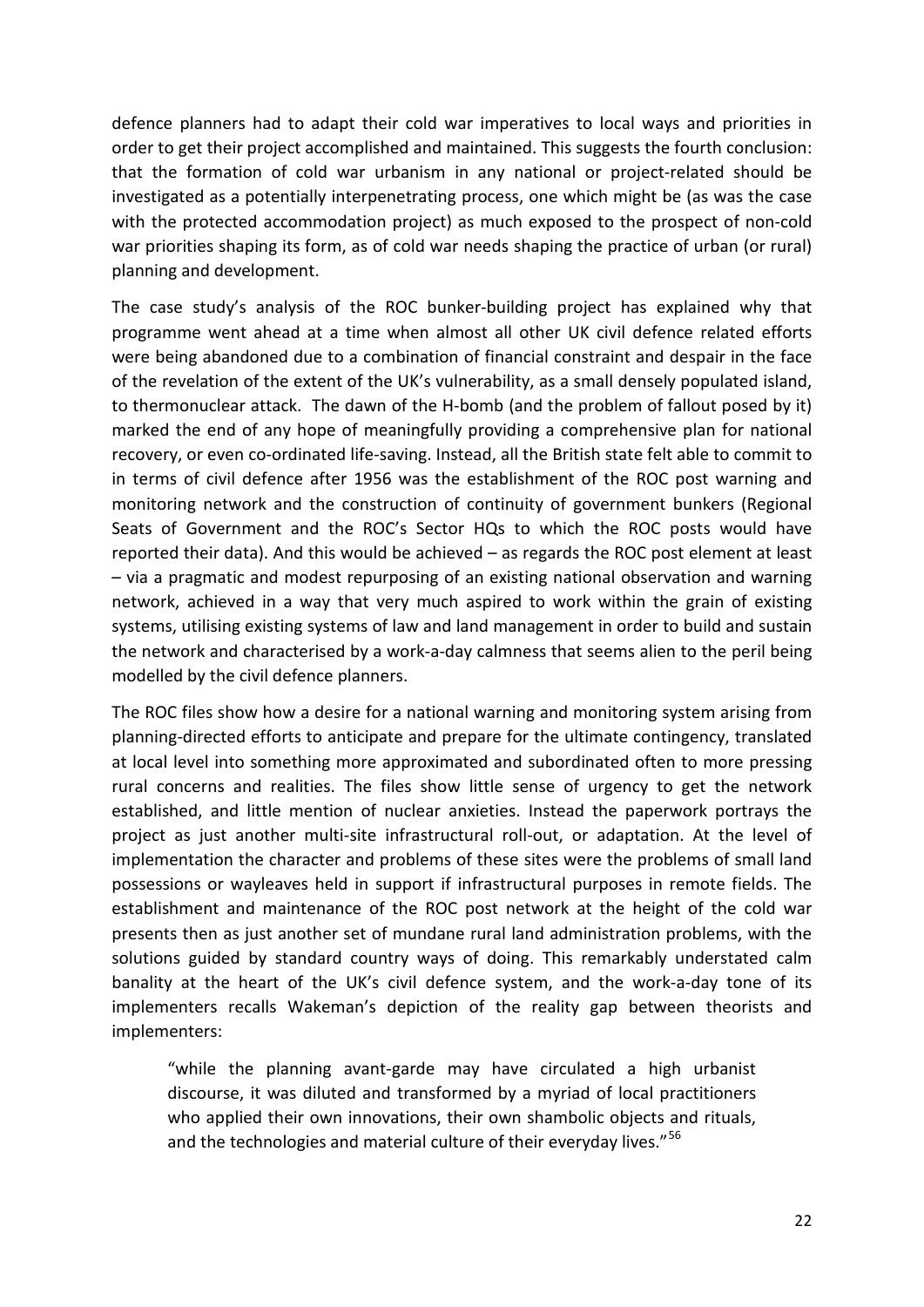defence planners had to adapt their cold war imperatives to local ways and priorities in order to get their project accomplished and maintained. This suggests the fourth conclusion: that the formation of cold war urbanism in any national or project-related should be investigated as a potentially interpenetrating process, one which might be (as was the case with the protected accommodation project) as much exposed to the prospect of non-cold war priorities shaping its form, as of cold war needs shaping the practice of urban (or rural) planning and development.

The case study's analysis of the ROC bunker-building project has explained why that programme went ahead at a time when almost all other UK civil defence related efforts were being abandoned due to a combination of financial constraint and despair in the face of the revelation of the extent of the UK's vulnerability, as a small densely populated island, to thermonuclear attack. The dawn of the H-bomb (and the problem of fallout posed by it) marked the end of any hope of meaningfully providing a comprehensive plan for national recovery, or even co-ordinated life-saving. Instead, all the British state felt able to commit to in terms of civil defence after 1956 was the establishment of the ROC post warning and monitoring network and the construction of continuity of government bunkers (Regional Seats of Government and the ROC's Sector HQs to which the ROC posts would have reported their data). And this would be achieved – as regards the ROC post element at least – via a pragmatic and modest repurposing of an existing national observation and warning network, achieved in a way that very much aspired to work within the grain of existing systems, utilising existing systems of law and land management in order to build and sustain the network and characterised by a work-a-day calmness that seems alien to the peril being modelled by the civil defence planners.

The ROC files show how a desire for a national warning and monitoring system arising from planning-directed efforts to anticipate and prepare for the ultimate contingency, translated at local level into something more approximated and subordinated often to more pressing rural concerns and realities. The files show little sense of urgency to get the network established, and little mention of nuclear anxieties. Instead the paperwork portrays the project as just another multi-site infrastructural roll-out, or adaptation. At the level of implementation the character and problems of these sites were the problems of small land possessions or wayleaves held in support if infrastructural purposes in remote fields. The establishment and maintenance of the ROC post network at the height of the cold war presents then as just another set of mundane rural land administration problems, with the solutions guided by standard country ways of doing. This remarkably understated calm banality at the heart of the UK's civil defence system, and the work-a-day tone of its implementers recalls Wakeman's depiction of the reality gap between theorists and implementers:

> "while the planning avant-garde may have circulated a high urbanist discourse, it was diluted and transformed by a myriad of local practitioners who applied their own innovations, their own shambolic objects and rituals, and the technologies and material culture of their everyday lives."[56]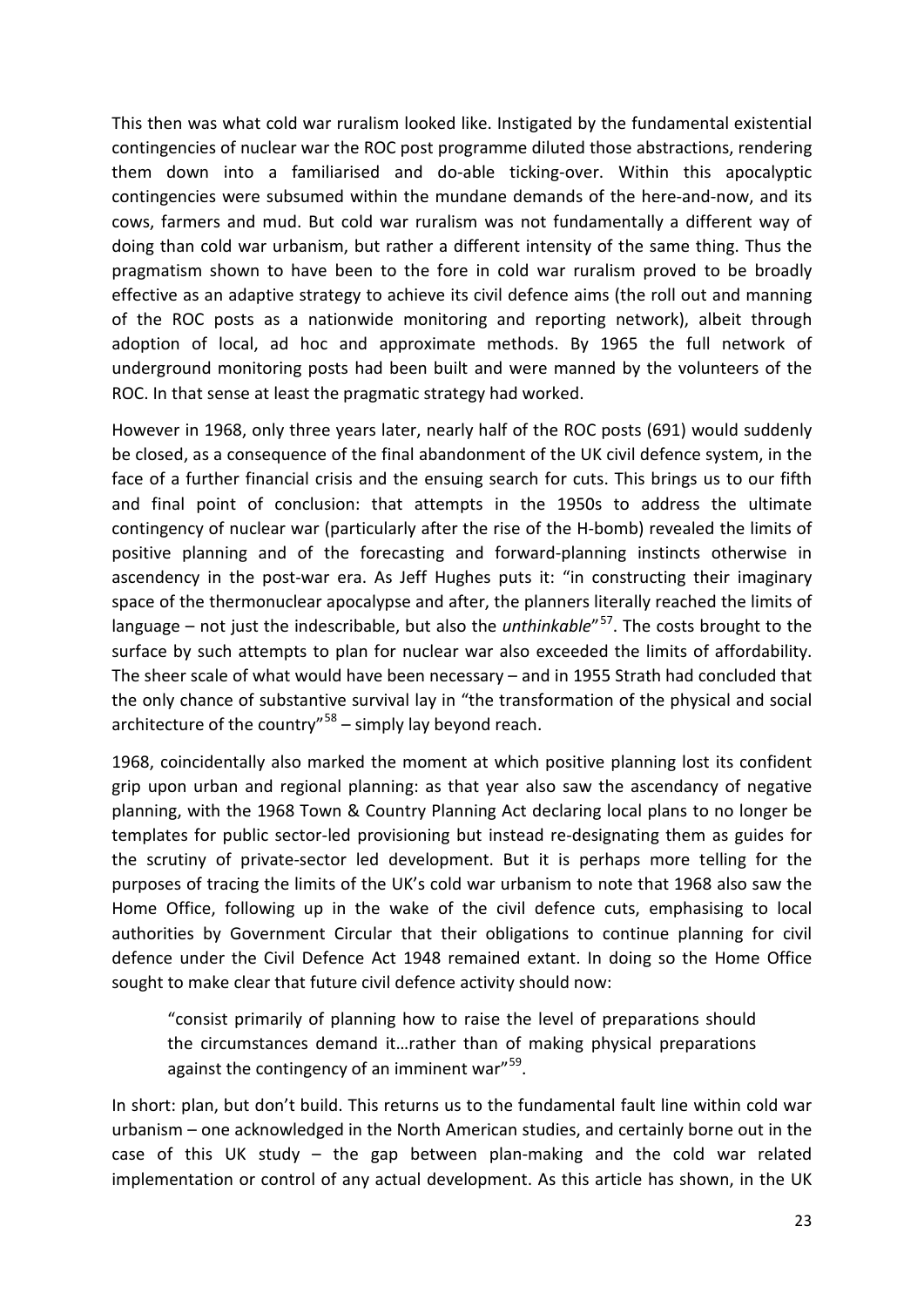This then was what cold war ruralism looked like. Instigated by the fundamental existential contingencies of nuclear war the ROC post programme diluted those abstractions, rendering them down into a familiarised and do-able ticking-over. Within this apocalyptic contingencies were subsumed within the mundane demands of the here-and-now, and its cows, farmers and mud. But cold war ruralism was not fundamentally a different way of doing than cold war urbanism, but rather a different intensity of the same thing. Thus the pragmatism shown to have been to the fore in cold war ruralism proved to be broadly effective as an adaptive strategy to achieve its civil defence aims (the roll out and manning of the ROC posts as a nationwide monitoring and reporting network), albeit through adoption of local, ad hoc and approximate methods. By 1965 the full network of underground monitoring posts had been built and were manned by the volunteers of the ROC. In that sense at least the pragmatic strategy had worked.

However in 1968, only three years later, nearly half of the ROC posts (691) would suddenly be closed, as a consequence of the final abandonment of the UK civil defence system, in the face of a further financial crisis and the ensuing search for cuts. This brings us to our fifth and final point of conclusion: that attempts in the 1950s to address the ultimate contingency of nuclear war (particularly after the rise of the H-bomb) revealed the limits of positive planning and of the forecasting and forward-planning instincts otherwise in ascendency in the post-war era. As Jeff Hughes puts it: "in constructing their imaginary space of the thermonuclear apocalypse and after, the planners literally reached the limits of language – not just the indescribable, but also the *unthinkable*"[57]. The costs brought to the surface by such attempts to plan for nuclear war also exceeded the limits of affordability. The sheer scale of what would have been necessary – and in 1955 Strath had concluded that the only chance of substantive survival lay in "the transformation of the physical and social architecture of the country"[58] – simply lay beyond reach.

1968, coincidentally also marked the moment at which positive planning lost its confident grip upon urban and regional planning: as that year also saw the ascendancy of negative planning, with the 1968 Town & Country Planning Act declaring local plans to no longer be templates for public sector-led provisioning but instead re-designating them as guides for the scrutiny of private-sector led development. But it is perhaps more telling for the purposes of tracing the limits of the UK's cold war urbanism to note that 1968 also saw the Home Office, following up in the wake of the civil defence cuts, emphasising to local authorities by Government Circular that their obligations to continue planning for civil defence under the Civil Defence Act 1948 remained extant. In doing so the Home Office sought to make clear that future civil defence activity should now:

> "consist primarily of planning how to raise the level of preparations should the circumstances demand it…rather than of making physical preparations against the contingency of an imminent war"[59].

In short: plan, but don't build. This returns us to the fundamental fault line within cold war urbanism – one acknowledged in the North American studies, and certainly borne out in the case of this UK study – the gap between plan-making and the cold war related implementation or control of any actual development. As this article has shown, in the UK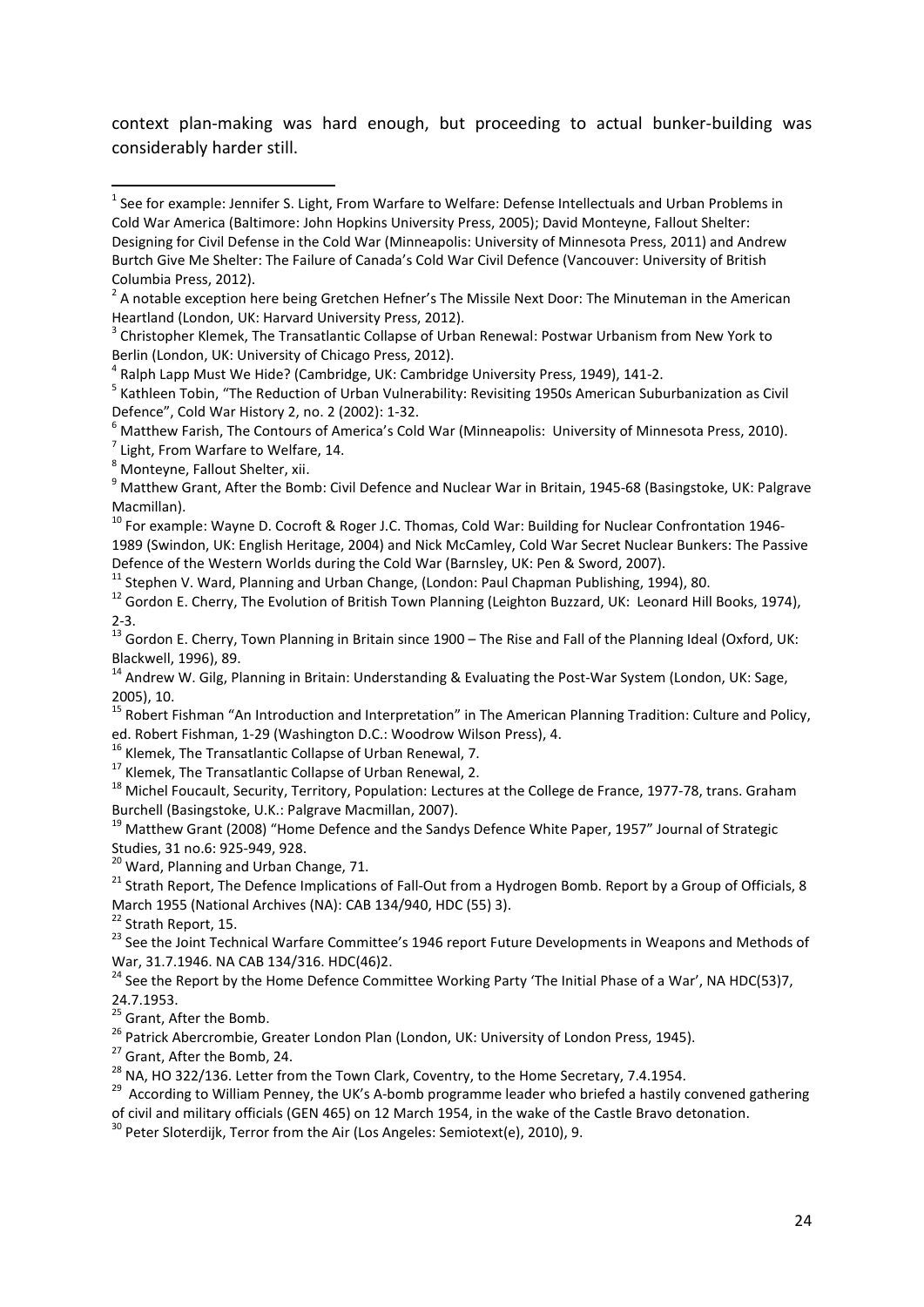context plan-making was hard enough, but proceeding to actual bunker-building was considerably harder still.

---

[1] See for example: Jennifer S. Light, From Warfare to Welfare: Defense Intellectuals and Urban Problems in Cold War America (Baltimore: John Hopkins University Press, 2005); David Monteyne, Fallout Shelter: Designing for Civil Defense in the Cold War (Minneapolis: University of Minnesota Press, 2011) and Andrew Burtch Give Me Shelter: The Failure of Canada's Cold War Civil Defence (Vancouver: University of British Columbia Press, 2012).

[2] A notable exception here being Gretchen Hefner's The Missile Next Door: The Minuteman in the American Heartland (London, UK: Harvard University Press, 2012).

[3] Christopher Klemek, The Transatlantic Collapse of Urban Renewal: Postwar Urbanism from New York to Berlin (London, UK: University of Chicago Press, 2012).

[4] Ralph Lapp Must We Hide? (Cambridge, UK: Cambridge University Press, 1949), 141-2.

[5] Kathleen Tobin, "The Reduction of Urban Vulnerability: Revisiting 1950s American Suburbanization as Civil Defence", Cold War History 2, no. 2 (2002): 1-32.

[6] Matthew Farish, The Contours of America's Cold War (Minneapolis: University of Minnesota Press, 2010).

[7] Light, From Warfare to Welfare, 14.

[8] Monteyne, Fallout Shelter, xii.

[9] Matthew Grant, After the Bomb: Civil Defence and Nuclear War in Britain, 1945-68 (Basingstoke, UK: Palgrave Macmillan).

[10] For example: Wayne D. Cocroft & Roger J.C. Thomas, Cold War: Building for Nuclear Confrontation 1946-1989 (Swindon, UK: English Heritage, 2004) and Nick McCamley, Cold War Secret Nuclear Bunkers: The Passive Defence of the Western Worlds during the Cold War (Barnsley, UK: Pen & Sword, 2007).

[11] Stephen V. Ward, Planning and Urban Change, (London: Paul Chapman Publishing, 1994), 80.

[12] Gordon E. Cherry, The Evolution of British Town Planning (Leighton Buzzard, UK: Leonard Hill Books, 1974), 2-3.

[13] Gordon E. Cherry, Town Planning in Britain since 1900 – The Rise and Fall of the Planning Ideal (Oxford, UK: Blackwell, 1996), 89.

[14] Andrew W. Gilg, Planning in Britain: Understanding & Evaluating the Post-War System (London, UK: Sage, 2005), 10.

[15] Robert Fishman "An Introduction and Interpretation" in The American Planning Tradition: Culture and Policy, ed. Robert Fishman, 1-29 (Washington D.C.: Woodrow Wilson Press), 4.

[16] Klemek, The Transatlantic Collapse of Urban Renewal, 7.

[17] Klemek, The Transatlantic Collapse of Urban Renewal, 2.

[18] Michel Foucault, Security, Territory, Population: Lectures at the College de France, 1977-78, trans. Graham Burchell (Basingstoke, U.K.: Palgrave Macmillan, 2007).

[19] Matthew Grant (2008) "Home Defence and the Sandys Defence White Paper, 1957" Journal of Strategic Studies, 31 no.6: 925-949, 928.

[20] Ward, Planning and Urban Change, 71.

[21] Strath Report, The Defence Implications of Fall-Out from a Hydrogen Bomb. Report by a Group of Officials, 8 March 1955 (National Archives (NA): CAB 134/940, HDC (55) 3).

[22] Strath Report, 15.

[23] See the Joint Technical Warfare Committee's 1946 report Future Developments in Weapons and Methods of War, 31.7.1946. NA CAB 134/316. HDC(46)2.

[24] See the Report by the Home Defence Committee Working Party 'The Initial Phase of a War', NA HDC(53)7, 24.7.1953.

[25] Grant, After the Bomb.

[26] Patrick Abercrombie, Greater London Plan (London, UK: University of London Press, 1945).

[27] Grant, After the Bomb, 24.

[28] NA, HO 322/136. Letter from the Town Clark, Coventry, to the Home Secretary, 7.4.1954.

[29] According to William Penney, the UK's A-bomb programme leader who briefed a hastily convened gathering of civil and military officials (GEN 465) on 12 March 1954, in the wake of the Castle Bravo detonation.

[30] Peter Sloterdijk, Terror from the Air (Los Angeles: Semiotext(e), 2010), 9.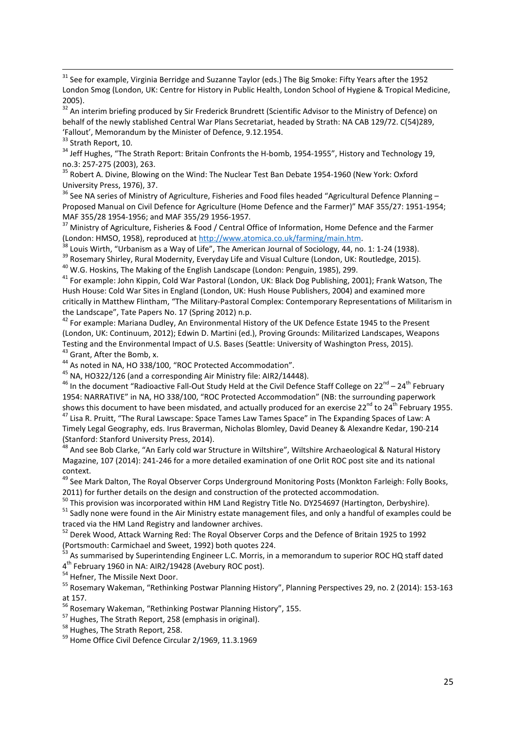[31] See for example, Virginia Berridge and Suzanne Taylor (eds.) The Big Smoke: Fifty Years after the 1952 London Smog (London, UK: Centre for History in Public Health, London School of Hygiene & Tropical Medicine, 2005).

[32] An interim briefing produced by Sir Frederick Brundrett (Scientific Advisor to the Ministry of Defence) on behalf of the newly stablished Central War Plans Secretariat, headed by Strath: NA CAB 129/72. C(54)289, 'Fallout', Memorandum by the Minister of Defence, 9.12.1954.

[33] Strath Report, 10.

[34] Jeff Hughes, "The Strath Report: Britain Confronts the H-bomb, 1954-1955", History and Technology 19, no.3: 257-275 (2003), 263.

[35] Robert A. Divine, Blowing on the Wind: The Nuclear Test Ban Debate 1954-1960 (New York: Oxford University Press, 1976), 37.

[36] See NA series of Ministry of Agriculture, Fisheries and Food files headed "Agricultural Defence Planning – Proposed Manual on Civil Defence for Agriculture (Home Defence and the Farmer)" MAF 355/27: 1951-1954; MAF 355/28 1954-1956; and MAF 355/29 1956-1957.

[37] Ministry of Agriculture, Fisheries & Food / Central Office of Information, Home Defence and the Farmer (London: HMSO, 1958), reproduced at http://www.atomica.co.uk/farming/main.htm.

[38] Louis Wirth, "Urbanism as a Way of Life", The American Journal of Sociology, 44, no. 1: 1-24 (1938).

[39] Rosemary Shirley, Rural Modernity, Everyday Life and Visual Culture (London, UK: Routledge, 2015).

[40] W.G. Hoskins, The Making of the English Landscape (London: Penguin, 1985), 299.

[41] For example: John Kippin, Cold War Pastoral (London, UK: Black Dog Publishing, 2001); Frank Watson, The Hush House: Cold War Sites in England (London, UK: Hush House Publishers, 2004) and examined more critically in Matthew Flintham, "The Military-Pastoral Complex: Contemporary Representations of Militarism in the Landscape", Tate Papers No. 17 (Spring 2012) n.p.

[42] For example: Mariana Dudley, An Environmental History of the UK Defence Estate 1945 to the Present (London, UK: Continuum, 2012); Edwin D. Martini (ed.), Proving Grounds: Militarized Landscapes, Weapons Testing and the Environmental Impact of U.S. Bases (Seattle: University of Washington Press, 2015).

[43] Grant, After the Bomb, x.

[44] As noted in NA, HO 338/100, "ROC Protected Accommodation".

[45] NA, HO322/126 (and a corresponding Air Ministry file: AIR2/14448).

[46] In the document "Radioactive Fall-Out Study Held at the Civil Defence Staff College on 22nd – 24th February 1954: NARRATIVE" in NA, HO 338/100, "ROC Protected Accommodation" (NB: the surrounding paperwork shows this document to have been misdated, and actually produced for an exercise 22nd to 24th February 1955.

[47] Lisa R. Pruitt, "The Rural Lawscape: Space Tames Law Tames Space" in The Expanding Spaces of Law: A Timely Legal Geography, eds. Irus Braverman, Nicholas Blomley, David Deaney & Alexandre Kedar, 190-214 (Stanford: Stanford University Press, 2014).

[48] And see Bob Clarke, "An Early cold war Structure in Wiltshire", Wiltshire Archaeological & Natural History Magazine, 107 (2014): 241-246 for a more detailed examination of one Orlit ROC post site and its national context.

[49] See Mark Dalton, The Royal Observer Corps Underground Monitoring Posts (Monkton Farleigh: Folly Books, 2011) for further details on the design and construction of the protected accommodation.

[50] This provision was incorporated within HM Land Registry Title No. DY254697 (Hartington, Derbyshire).

[51] Sadly none were found in the Air Ministry estate management files, and only a handful of examples could be traced via the HM Land Registry and landowner archives.

[52] Derek Wood, Attack Warning Red: The Royal Observer Corps and the Defence of Britain 1925 to 1992 (Portsmouth: Carmichael and Sweet, 1992) both quotes 224.

[53] As summarised by Superintending Engineer L.C. Morris, in a memorandum to superior ROC HQ staff dated 4th February 1960 in NA: AIR2/19428 (Avebury ROC post).

[54] Hefner, The Missile Next Door.

[55] Rosemary Wakeman, "Rethinking Postwar Planning History", Planning Perspectives 29, no. 2 (2014): 153-163 at 157.

[56] Rosemary Wakeman, "Rethinking Postwar Planning History", 155.

[57] Hughes, The Strath Report, 258 (emphasis in original).

[58] Hughes, The Strath Report, 258.

[59] Home Office Civil Defence Circular 2/1969, 11.3.1969